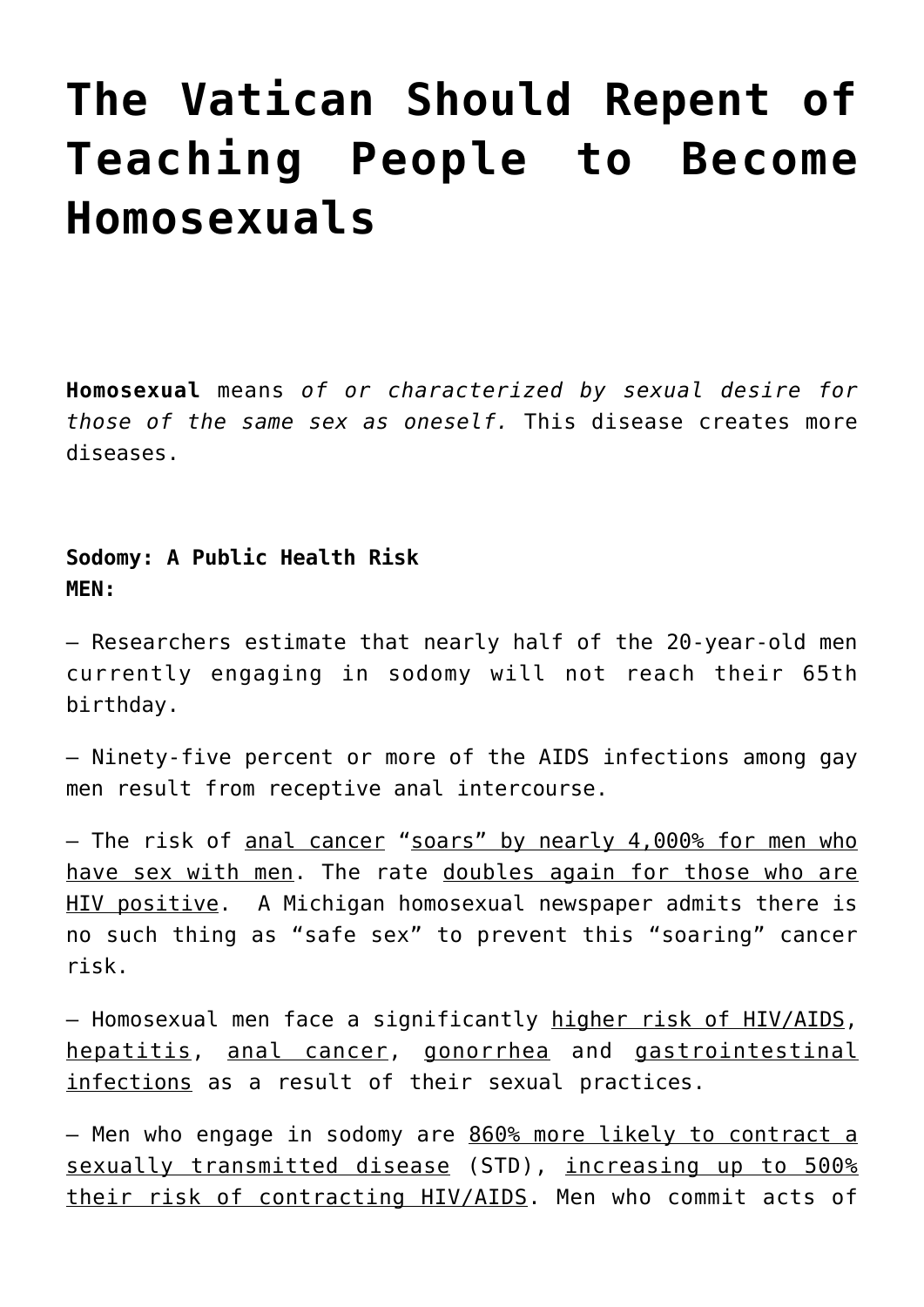# The Vatican Should Repent of Teaching People to Become Homosexuals

**Homosexual** means *of or characterized by sexual desire for those of the same sex as oneself.* This disease creates more diseases.

**Sodomy: A Public Health Risk**
**MEN:**

– Researchers estimate that nearly half of the 20-year-old men currently engaging in sodomy will not reach their 65th birthday.

– Ninety-five percent or more of the AIDS infections among gay men result from receptive anal intercourse.

– The risk of anal cancer "soars" by nearly 4,000% for men who have sex with men. The rate doubles again for those who are HIV positive. A Michigan homosexual newspaper admits there is no such thing as "safe sex" to prevent this "soaring" cancer risk.

– Homosexual men face a significantly higher risk of HIV/AIDS, hepatitis, anal cancer, gonorrhea and gastrointestinal infections as a result of their sexual practices.

– Men who engage in sodomy are 860% more likely to contract a sexually transmitted disease (STD), increasing up to 500% their risk of contracting HIV/AIDS. Men who commit acts of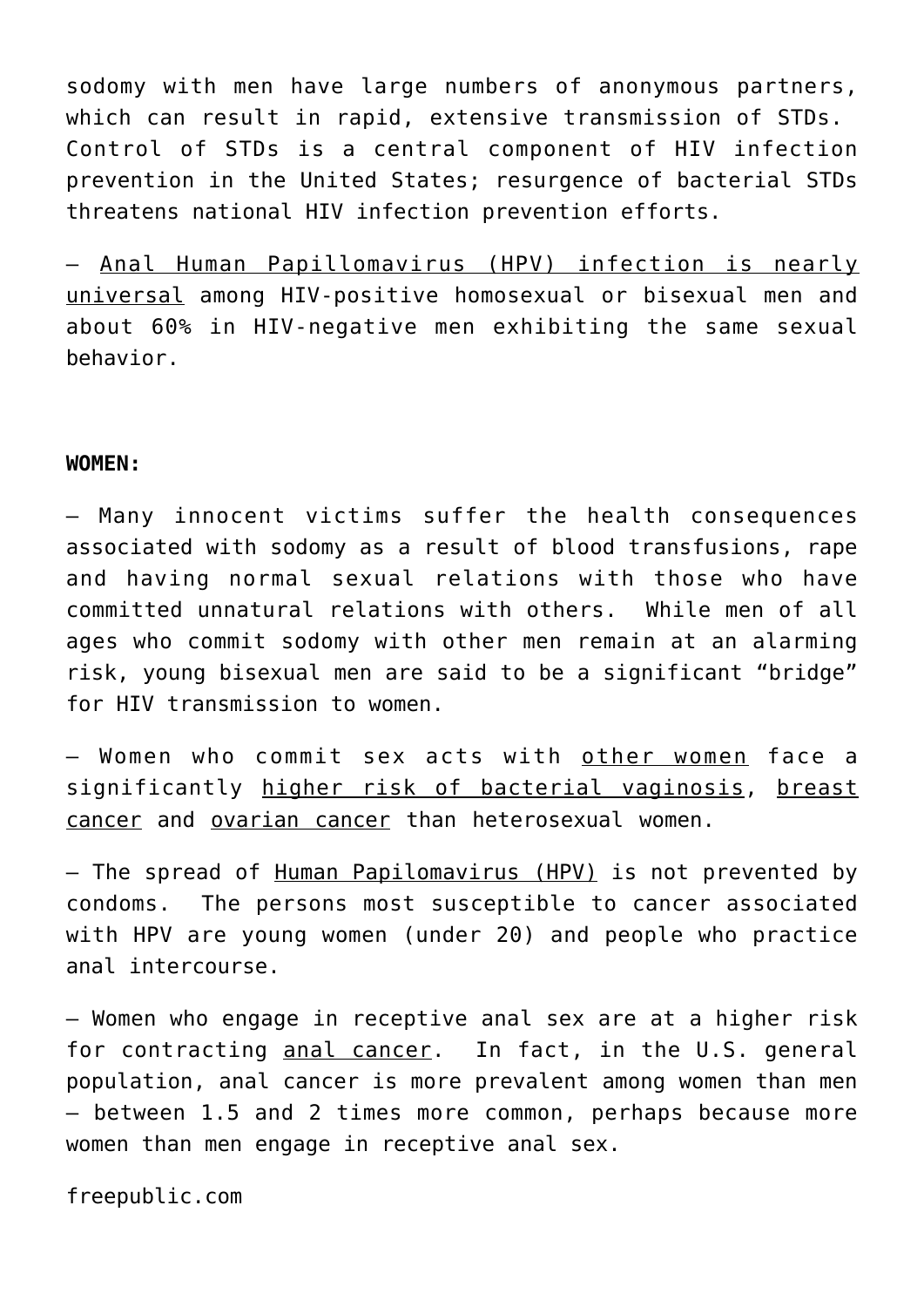sodomy with men have large numbers of anonymous partners, which can result in rapid, extensive transmission of STDs. Control of STDs is a central component of HIV infection prevention in the United States; resurgence of bacterial STDs threatens national HIV infection prevention efforts.

– Anal Human Papillomavirus (HPV) infection is nearly universal among HIV-positive homosexual or bisexual men and about 60% in HIV-negative men exhibiting the same sexual behavior.

**WOMEN:**

– Many innocent victims suffer the health consequences associated with sodomy as a result of blood transfusions, rape and having normal sexual relations with those who have committed unnatural relations with others. While men of all ages who commit sodomy with other men remain at an alarming risk, young bisexual men are said to be a significant "bridge" for HIV transmission to women.

– Women who commit sex acts with other women face a significantly higher risk of bacterial vaginosis, breast cancer and ovarian cancer than heterosexual women.

– The spread of Human Papilomavirus (HPV) is not prevented by condoms. The persons most susceptible to cancer associated with HPV are young women (under 20) and people who practice anal intercourse.

– Women who engage in receptive anal sex are at a higher risk for contracting anal cancer. In fact, in the U.S. general population, anal cancer is more prevalent among women than men – between 1.5 and 2 times more common, perhaps because more women than men engage in receptive anal sex.

freepublic.com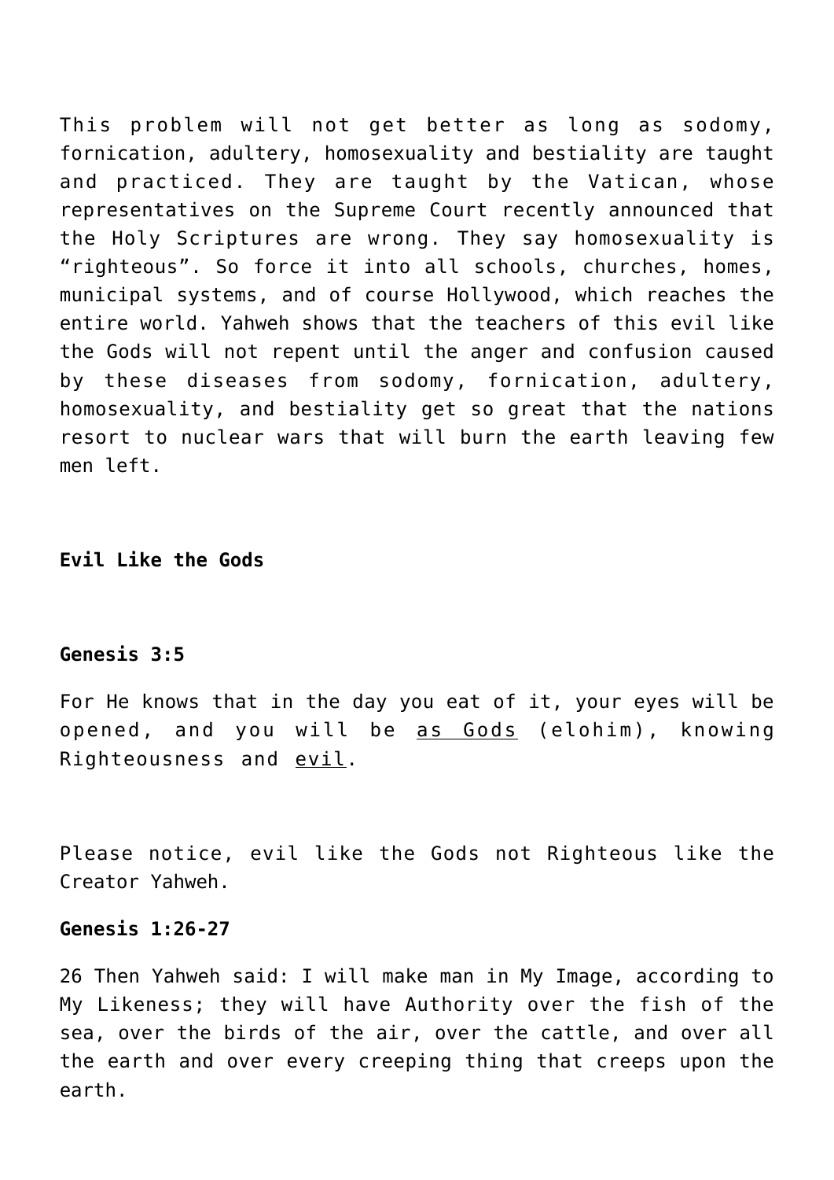This problem will not get better as long as sodomy, fornication, adultery, homosexuality and bestiality are taught and practiced. They are taught by the Vatican, whose representatives on the Supreme Court recently announced that the Holy Scriptures are wrong. They say homosexuality is "righteous". So force it into all schools, churches, homes, municipal systems, and of course Hollywood, which reaches the entire world. Yahweh shows that the teachers of this evil like the Gods will not repent until the anger and confusion caused by these diseases from sodomy, fornication, adultery, homosexuality, and bestiality get so great that the nations resort to nuclear wars that will burn the earth leaving few men left.

**Evil Like the Gods**

**Genesis 3:5**

For He knows that in the day you eat of it, your eyes will be opened, and you will be <u>as Gods</u> (elohim), knowing Righteousness and <u>evil</u>.

Please notice, evil like the Gods not Righteous like the Creator Yahweh.

**Genesis 1:26-27**

26 Then Yahweh said: I will make man in My Image, according to My Likeness; they will have Authority over the fish of the sea, over the birds of the air, over the cattle, and over all the earth and over every creeping thing that creeps upon the earth.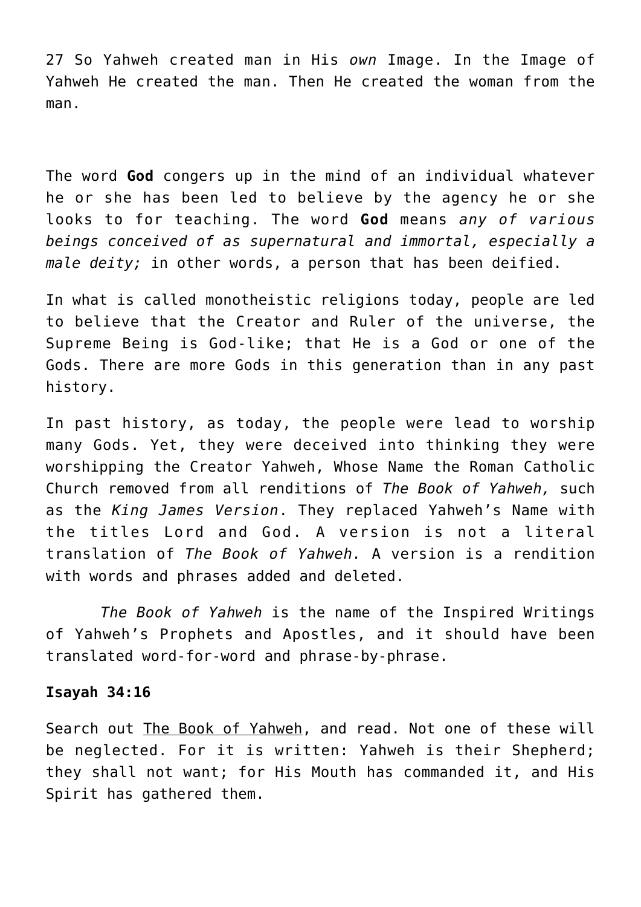27 So Yahweh created man in His *own* Image. In the Image of Yahweh He created the man. Then He created the woman from the man.

The word **God** congers up in the mind of an individual whatever he or she has been led to believe by the agency he or she looks to for teaching. The word **God** means *any of various beings conceived of as supernatural and immortal, especially a male deity;* in other words, a person that has been deified.

In what is called monotheistic religions today, people are led to believe that the Creator and Ruler of the universe, the Supreme Being is God-like; that He is a God or one of the Gods. There are more Gods in this generation than in any past history.

In past history, as today, the people were lead to worship many Gods. Yet, they were deceived into thinking they were worshipping the Creator Yahweh, Whose Name the Roman Catholic Church removed from all renditions of *The Book of Yahweh,* such as the *King James Version*. They replaced Yahweh's Name with the titles Lord and God. A version is not a literal translation of *The Book of Yahweh.* A version is a rendition with words and phrases added and deleted.

*The Book of Yahweh* is the name of the Inspired Writings of Yahweh's Prophets and Apostles, and it should have been translated word-for-word and phrase-by-phrase.

**Isayah 34:16**

Search out <u>The Book of Yahweh</u>, and read. Not one of these will be neglected. For it is written: Yahweh is their Shepherd; they shall not want; for His Mouth has commanded it, and His Spirit has gathered them.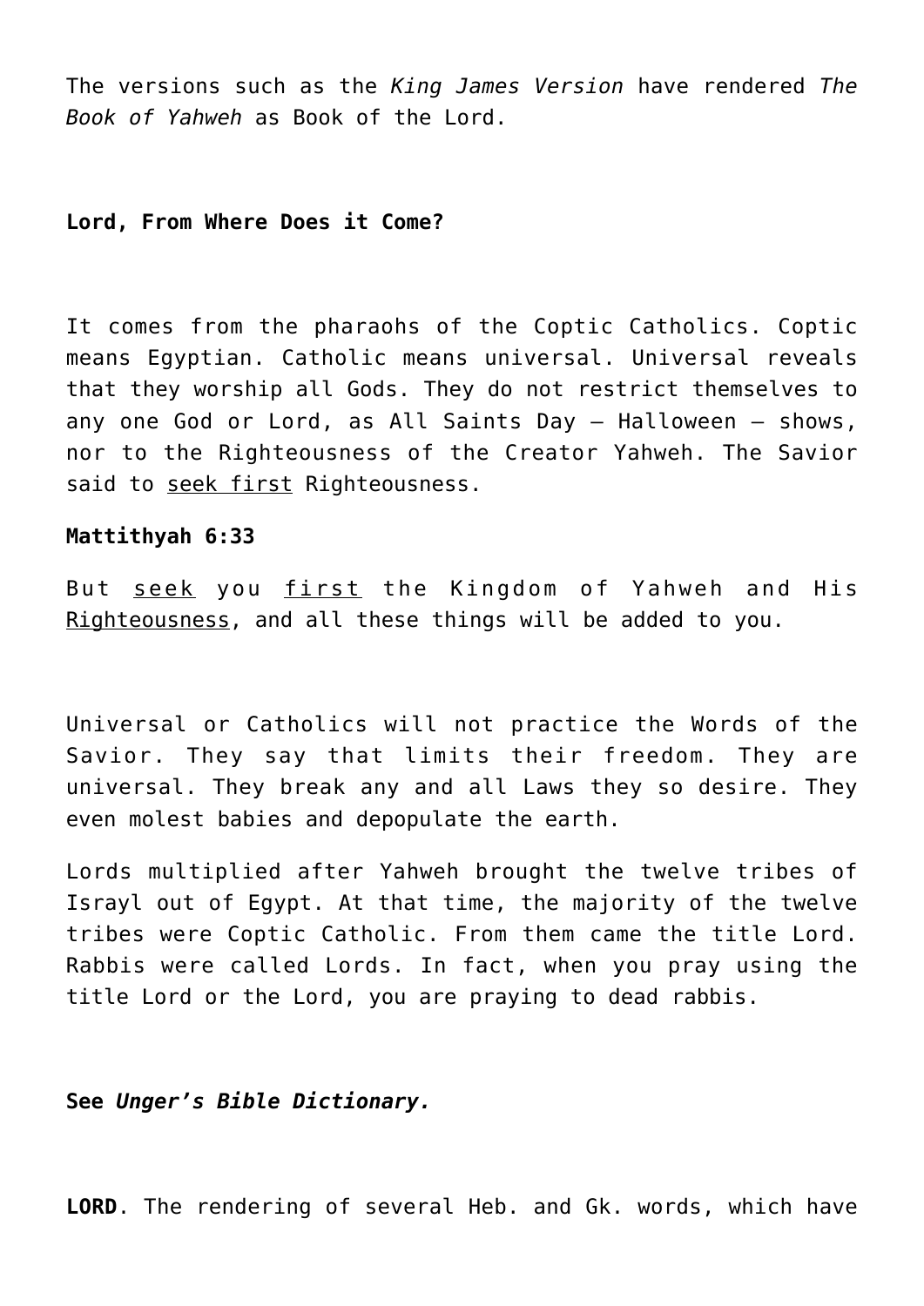The versions such as the *King James Version* have rendered *The Book of Yahweh* as Book of the Lord.

**Lord, From Where Does it Come?**

It comes from the pharaohs of the Coptic Catholics. Coptic means Egyptian. Catholic means universal. Universal reveals that they worship all Gods. They do not restrict themselves to any one God or Lord, as All Saints Day – Halloween – shows, nor to the Righteousness of the Creator Yahweh. The Savior said to <u>seek first</u> Righteousness.

**Mattithyah 6:33**

But <u>seek</u> you <u>first</u> the Kingdom of Yahweh and His <u>Righteousness</u>, and all these things will be added to you.

Universal or Catholics will not practice the Words of the Savior. They say that limits their freedom. They are universal. They break any and all Laws they so desire. They even molest babies and depopulate the earth.

Lords multiplied after Yahweh brought the twelve tribes of Israyl out of Egypt. At that time, the majority of the twelve tribes were Coptic Catholic. From them came the title Lord. Rabbis were called Lords. In fact, when you pray using the title Lord or the Lord, you are praying to dead rabbis.

**See *Unger's Bible Dictionary.***

**LORD**. The rendering of several Heb. and Gk. words, which have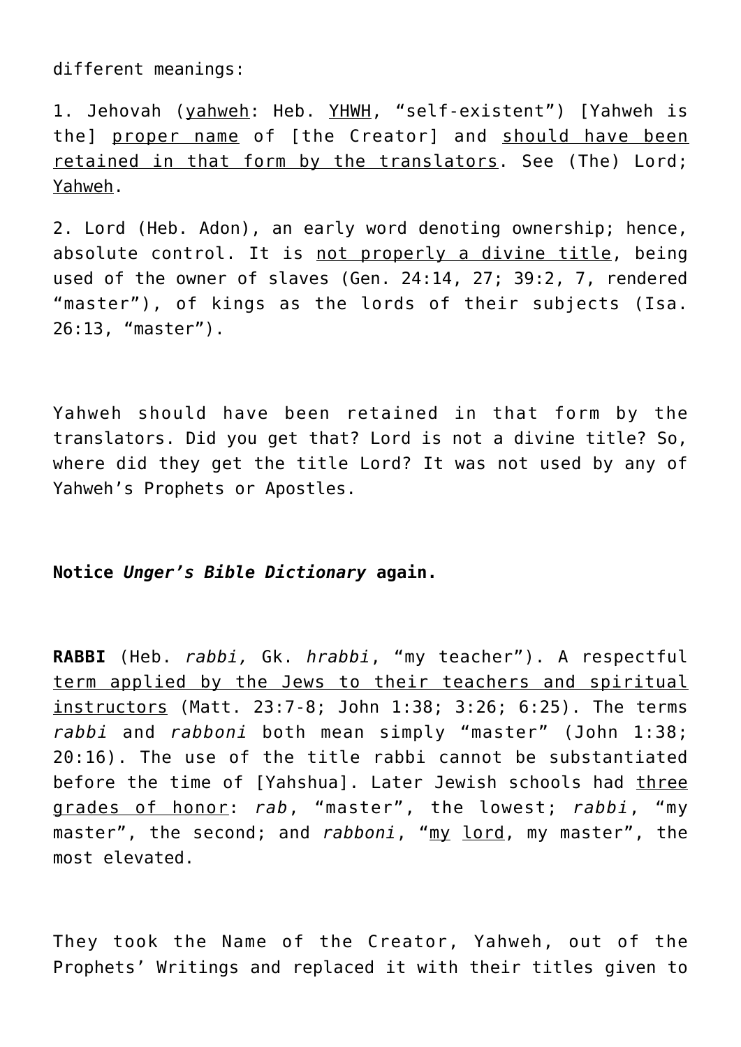different meanings:

1. Jehovah (yahweh: Heb. YHWH, “self-existent”) [Yahweh is the] proper name of [the Creator] and should have been retained in that form by the translators. See (The) Lord; Yahweh.

2. Lord (Heb. Adon), an early word denoting ownership; hence, absolute control. It is not properly a divine title, being used of the owner of slaves (Gen. 24:14, 27; 39:2, 7, rendered “master”), of kings as the lords of their subjects (Isa. 26:13, “master”).

Yahweh should have been retained in that form by the translators. Did you get that? Lord is not a divine title? So, where did they get the title Lord? It was not used by any of Yahweh’s Prophets or Apostles.

**Notice *Unger’s Bible Dictionary* again.**

**RABBI** (Heb. *rabbi,* Gk. *hrabbi*, “my teacher”). A respectful term applied by the Jews to their teachers and spiritual instructors (Matt. 23:7-8; John 1:38; 3:26; 6:25). The terms *rabbi* and *rabboni* both mean simply “master” (John 1:38; 20:16). The use of the title rabbi cannot be substantiated before the time of [Yahshua]. Later Jewish schools had three grades of honor: *rab*, “master”, the lowest; *rabbi*, “my master”, the second; and *rabboni*, “my lord, my master”, the most elevated.

They took the Name of the Creator, Yahweh, out of the Prophets’ Writings and replaced it with their titles given to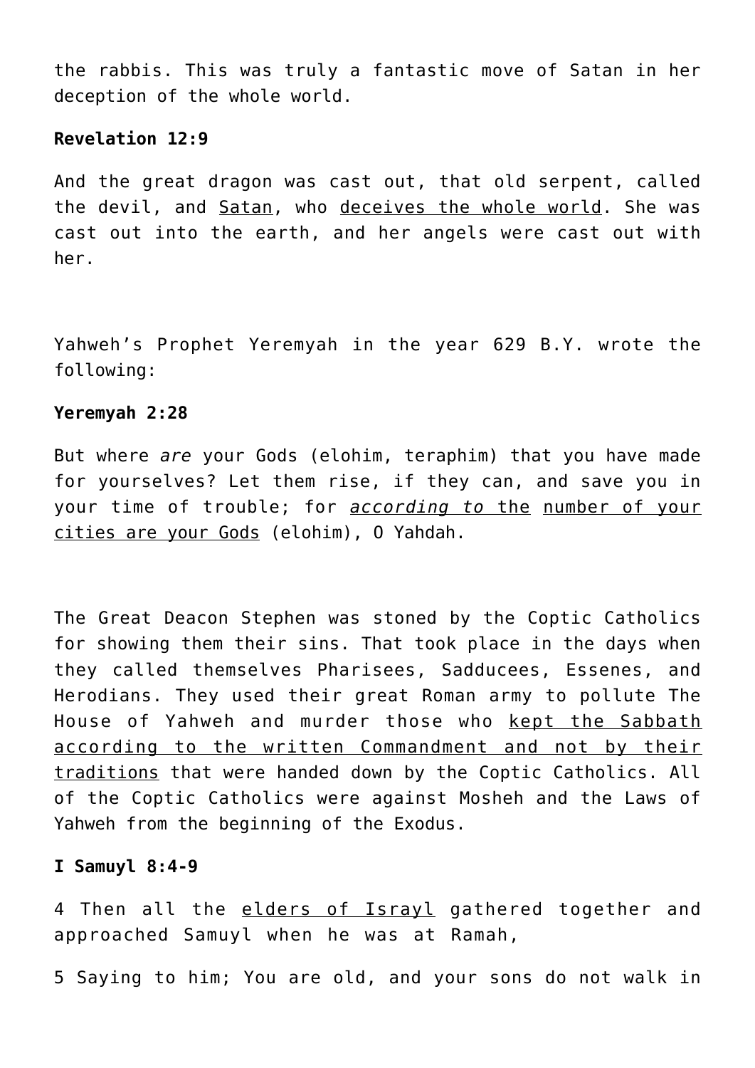the rabbis. This was truly a fantastic move of Satan in her deception of the whole world.

**Revelation 12:9**

And the great dragon was cast out, that old serpent, called the devil, and <u>Satan</u>, who <u>deceives the whole world</u>. She was cast out into the earth, and her angels were cast out with her.

Yahweh's Prophet Yeremyah in the year 629 B.Y. wrote the following:

**Yeremyah 2:28**

But where *are* your Gods (elohim, teraphim) that you have made for yourselves? Let them rise, if they can, and save you in your time of trouble; for <u>*according to* the</u> <u>number of your cities are your Gods</u> (elohim), O Yahdah.

The Great Deacon Stephen was stoned by the Coptic Catholics for showing them their sins. That took place in the days when they called themselves Pharisees, Sadducees, Essenes, and Herodians. They used their great Roman army to pollute The House of Yahweh and murder those who <u>kept the Sabbath according to the written Commandment and not by their traditions</u> that were handed down by the Coptic Catholics. All of the Coptic Catholics were against Mosheh and the Laws of Yahweh from the beginning of the Exodus.

**I Samuyl 8:4-9**

4 Then all the <u>elders of Israyl</u> gathered together and approached Samuyl when he was at Ramah,

5 Saying to him; You are old, and your sons do not walk in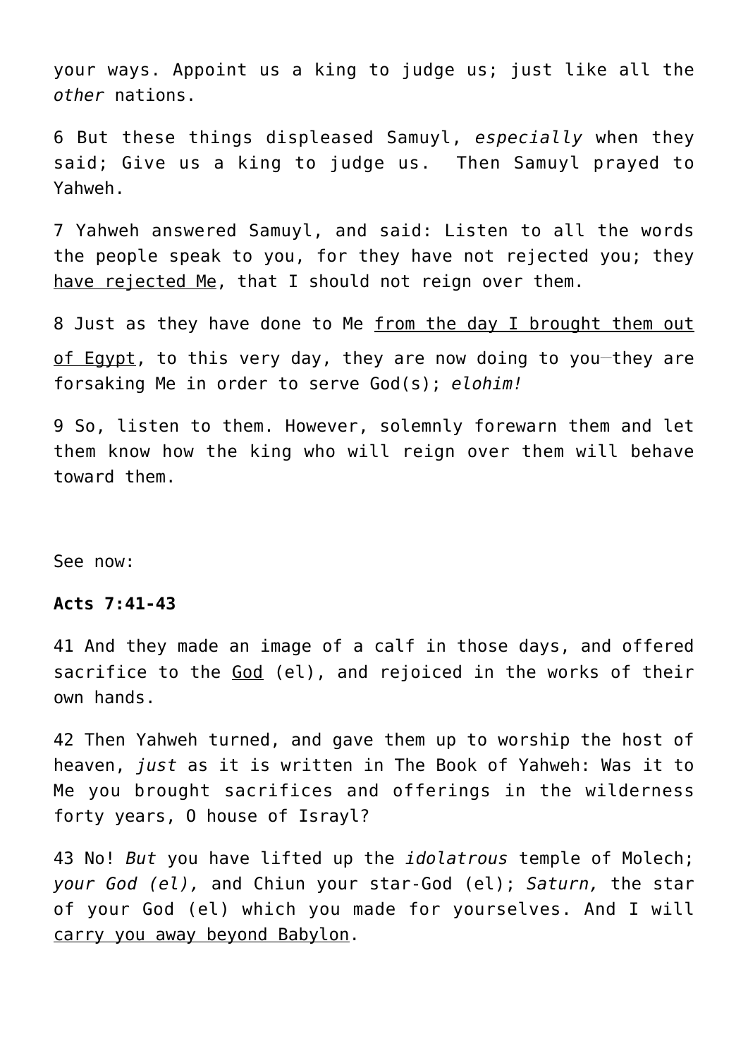your ways. Appoint us a king to judge us; just like all the *other* nations.

6 But these things displeased Samuyl, *especially* when they said; Give us a king to judge us.  Then Samuyl prayed to Yahweh.

7 Yahweh answered Samuyl, and said: Listen to all the words the people speak to you, for they have not rejected you; they have rejected Me, that I should not reign over them.

8 Just as they have done to Me from the day I brought them out of Egypt, to this very day, they are now doing to you—they are forsaking Me in order to serve God(s); *elohim!*

9 So, listen to them. However, solemnly forewarn them and let them know how the king who will reign over them will behave toward them.

See now:

**Acts 7:41-43**

41 And they made an image of a calf in those days, and offered sacrifice to the God (el), and rejoiced in the works of their own hands.

42 Then Yahweh turned, and gave them up to worship the host of heaven, *just* as it is written in The Book of Yahweh: Was it to Me you brought sacrifices and offerings in the wilderness forty years, O house of Israyl?

43 No! *But* you have lifted up the *idolatrous* temple of Molech; *your God (el),* and Chiun your star-God (el); *Saturn,* the star of your God (el) which you made for yourselves. And I will carry you away beyond Babylon.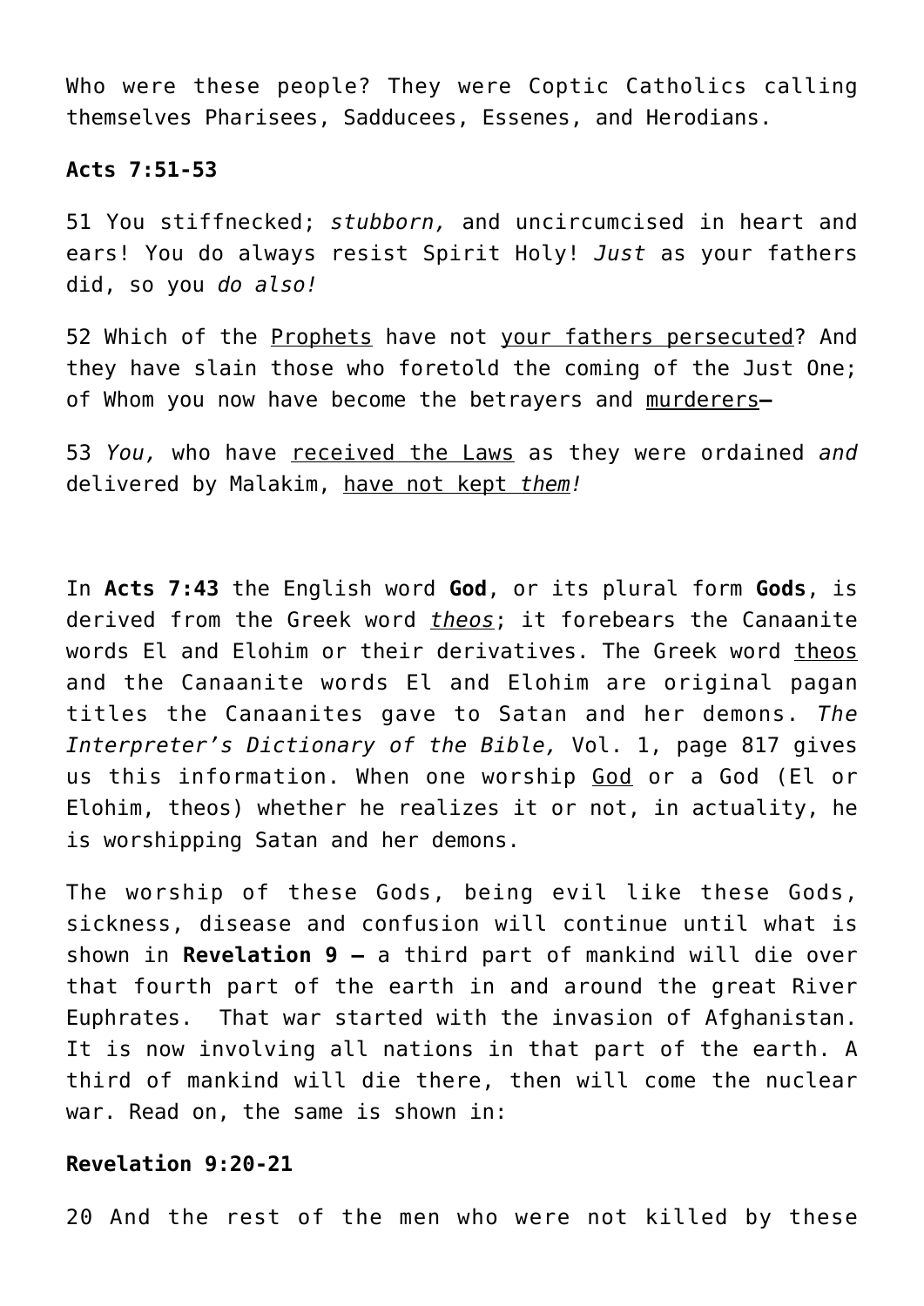Who were these people? They were Coptic Catholics calling themselves Pharisees, Sadducees, Essenes, and Herodians.

**Acts 7:51-53**

51 You stiffnecked; *stubborn,* and uncircumcised in heart and ears! You do always resist Spirit Holy! *Just* as your fathers did, so you *do also!*

52 Which of the <u>Prophets</u> have not <u>your fathers persecuted</u>? And they have slain those who foretold the coming of the Just One; of Whom you now have become the betrayers and <u>murderers</u>—

53 *You,* who have <u>received the Laws</u> as they were ordained *and* delivered by Malakim, <u>have not kept *them*</u>*!*

In **Acts 7:43** the English word **God**, or its plural form **Gods**, is derived from the Greek word <u>*theos*</u>; it forebears the Canaanite words El and Elohim or their derivatives. The Greek word <u>theos</u> and the Canaanite words El and Elohim are original pagan titles the Canaanites gave to Satan and her demons. *The Interpreter's Dictionary of the Bible,* Vol. 1, page 817 gives us this information. When one worship <u>God</u> or a God (El or Elohim, theos) whether he realizes it or not, in actuality, he is worshipping Satan and her demons.

The worship of these Gods, being evil like these Gods, sickness, disease and confusion will continue until what is shown in **Revelation 9 –** a third part of mankind will die over that fourth part of the earth in and around the great River Euphrates. That war started with the invasion of Afghanistan. It is now involving all nations in that part of the earth. A third of mankind will die there, then will come the nuclear war. Read on, the same is shown in:

**Revelation 9:20-21**

20 And the rest of the men who were not killed by these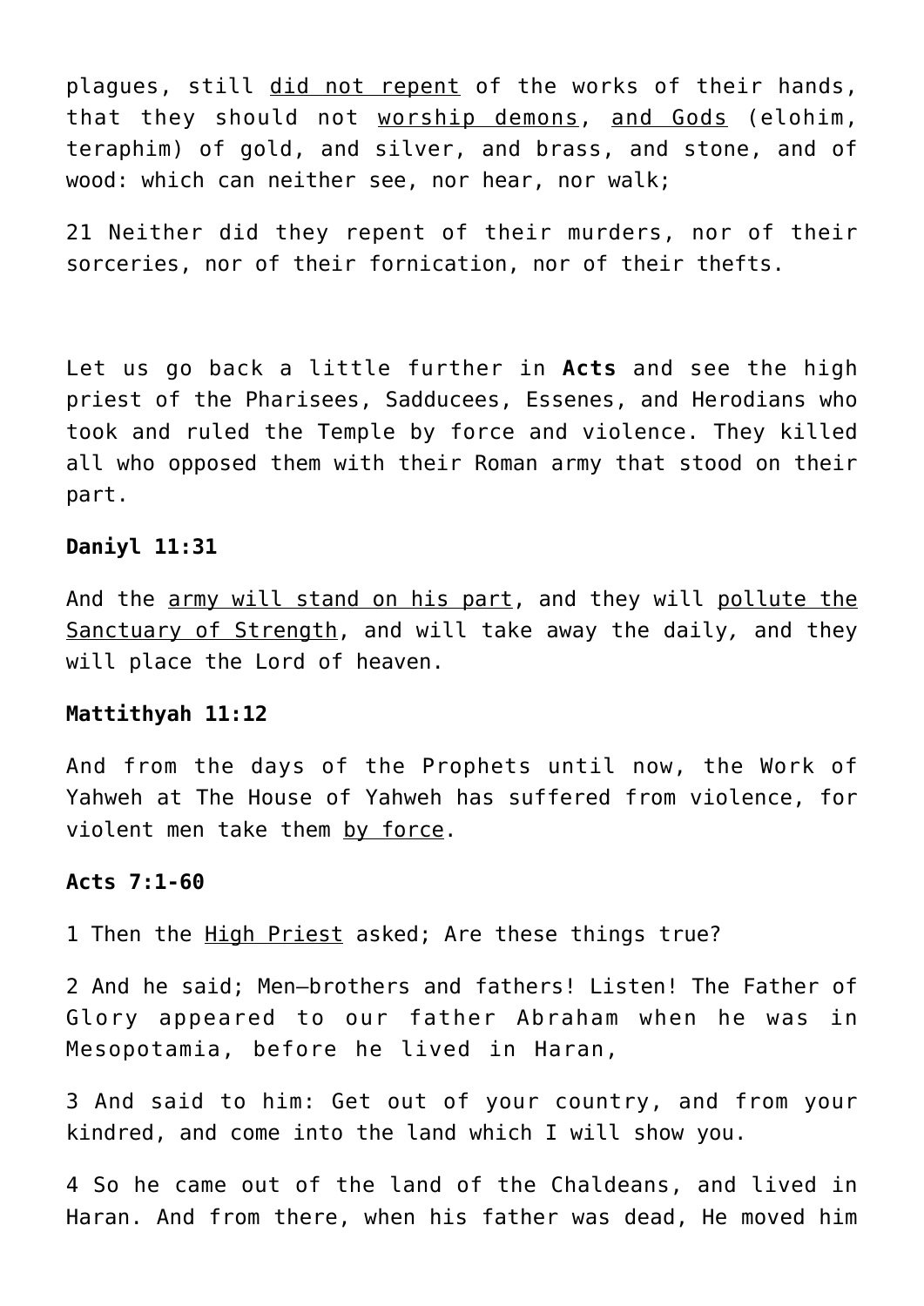plagues, still <u>did not repent</u> of the works of their hands, that they should not <u>worship demons</u>, <u>and Gods</u> (elohim, teraphim) of gold, and silver, and brass, and stone, and of wood: which can neither see, nor hear, nor walk;

21 Neither did they repent of their murders, nor of their sorceries, nor of their fornication, nor of their thefts.

Let us go back a little further in **Acts** and see the high priest of the Pharisees, Sadducees, Essenes, and Herodians who took and ruled the Temple by force and violence. They killed all who opposed them with their Roman army that stood on their part.

**Daniyl 11:31**

And the <u>army will stand on his part</u>, and they will <u>pollute the Sanctuary of Strength</u>, and will take away the daily, and they will place the Lord of heaven.

**Mattithyah 11:12**

And from the days of the Prophets until now, the Work of Yahweh at The House of Yahweh has suffered from violence, for violent men take them <u>by force</u>.

**Acts 7:1-60**

1 Then the <u>High Priest</u> asked; Are these things true?

2 And he said; Men—brothers and fathers! Listen! The Father of Glory appeared to our father Abraham when he was in Mesopotamia, before he lived in Haran,

3 And said to him: Get out of your country, and from your kindred, and come into the land which I will show you.

4 So he came out of the land of the Chaldeans, and lived in Haran. And from there, when his father was dead, He moved him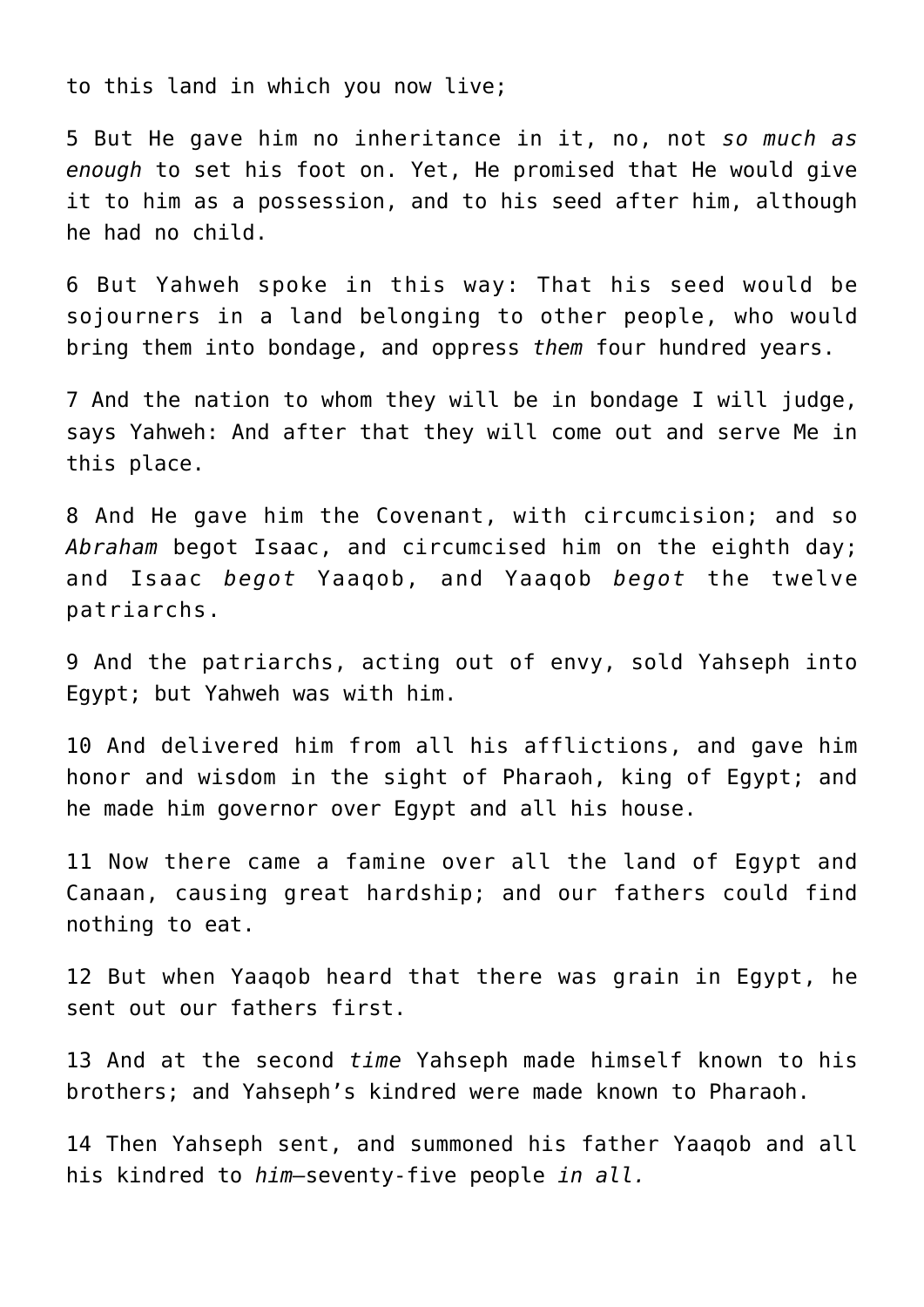to this land in which you now live;

5 But He gave him no inheritance in it, no, not *so much as enough* to set his foot on. Yet, He promised that He would give it to him as a possession, and to his seed after him, although he had no child.

6 But Yahweh spoke in this way: That his seed would be sojourners in a land belonging to other people, who would bring them into bondage, and oppress *them* four hundred years.

7 And the nation to whom they will be in bondage I will judge, says Yahweh: And after that they will come out and serve Me in this place.

8 And He gave him the Covenant, with circumcision; and so *Abraham* begot Isaac, and circumcised him on the eighth day; and Isaac *begot* Yaaqob, and Yaaqob *begot* the twelve patriarchs.

9 And the patriarchs, acting out of envy, sold Yahseph into Egypt; but Yahweh was with him.

10 And delivered him from all his afflictions, and gave him honor and wisdom in the sight of Pharaoh, king of Egypt; and he made him governor over Egypt and all his house.

11 Now there came a famine over all the land of Egypt and Canaan, causing great hardship; and our fathers could find nothing to eat.

12 But when Yaaqob heard that there was grain in Egypt, he sent out our fathers first.

13 And at the second *time* Yahseph made himself known to his brothers; and Yahseph's kindred were made known to Pharaoh.

14 Then Yahseph sent, and summoned his father Yaaqob and all his kindred to *him*—seventy-five people *in all.*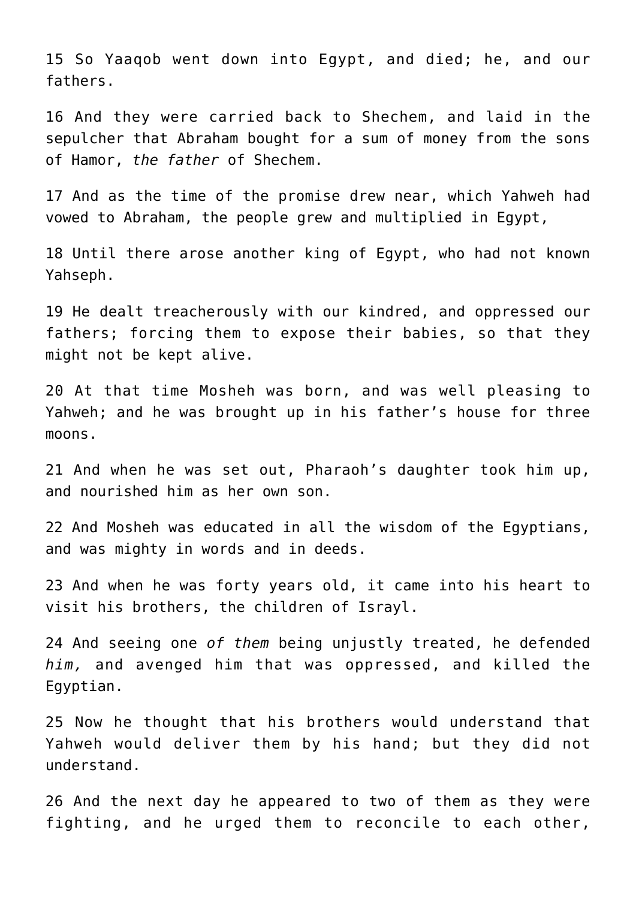15 So Yaaqob went down into Egypt, and died; he, and our fathers.

16 And they were carried back to Shechem, and laid in the sepulcher that Abraham bought for a sum of money from the sons of Hamor, *the father* of Shechem.

17 And as the time of the promise drew near, which Yahweh had vowed to Abraham, the people grew and multiplied in Egypt,

18 Until there arose another king of Egypt, who had not known Yahseph.

19 He dealt treacherously with our kindred, and oppressed our fathers; forcing them to expose their babies, so that they might not be kept alive.

20 At that time Mosheh was born, and was well pleasing to Yahweh; and he was brought up in his father's house for three moons.

21 And when he was set out, Pharaoh's daughter took him up, and nourished him as her own son.

22 And Mosheh was educated in all the wisdom of the Egyptians, and was mighty in words and in deeds.

23 And when he was forty years old, it came into his heart to visit his brothers, the children of Israyl.

24 And seeing one *of them* being unjustly treated, he defended *him,* and avenged him that was oppressed, and killed the Egyptian.

25 Now he thought that his brothers would understand that Yahweh would deliver them by his hand; but they did not understand.

26 And the next day he appeared to two of them as they were fighting, and he urged them to reconcile to each other,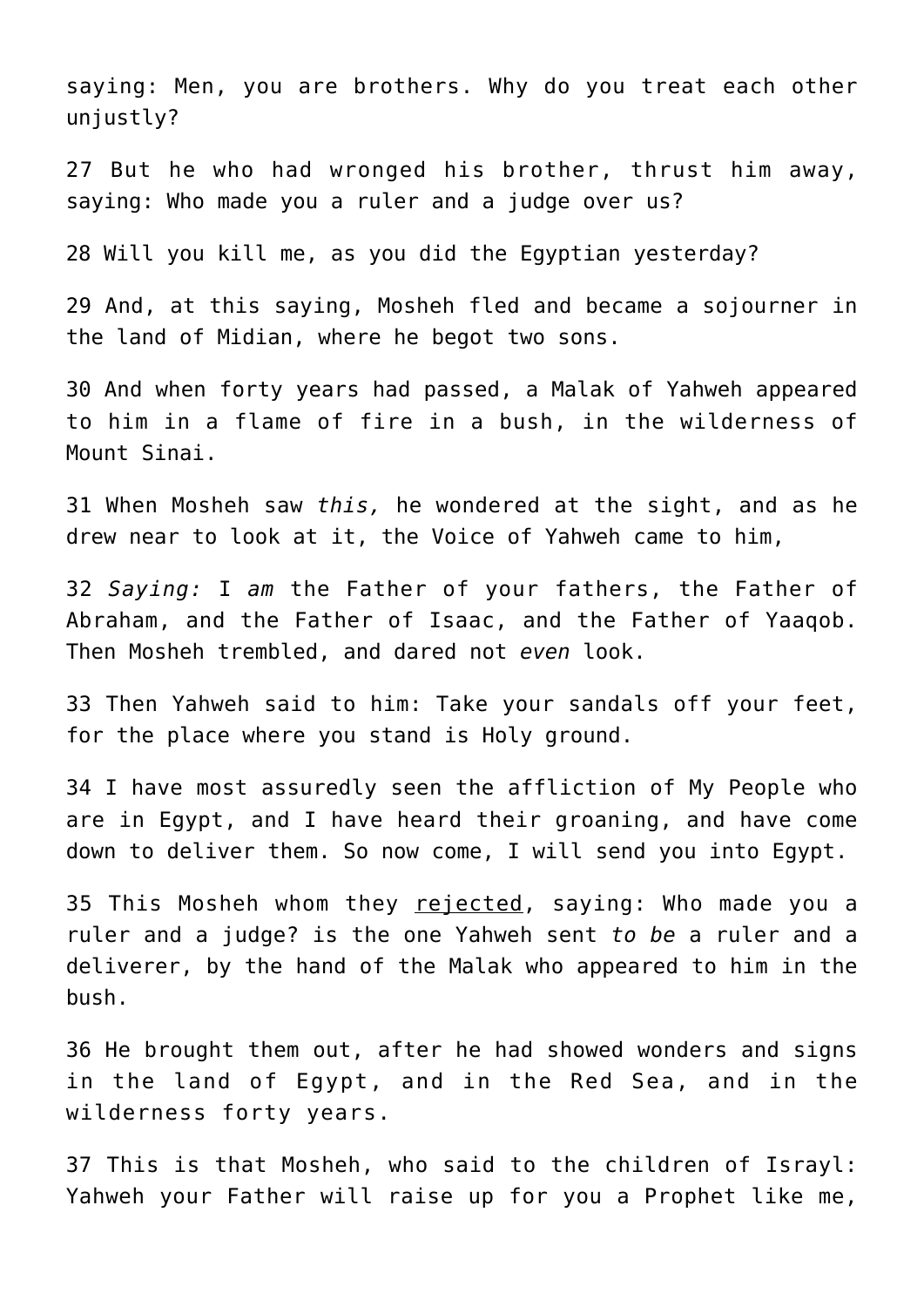saying: Men, you are brothers. Why do you treat each other unjustly?

27 But he who had wronged his brother, thrust him away, saying: Who made you a ruler and a judge over us?

28 Will you kill me, as you did the Egyptian yesterday?

29 And, at this saying, Mosheh fled and became a sojourner in the land of Midian, where he begot two sons.

30 And when forty years had passed, a Malak of Yahweh appeared to him in a flame of fire in a bush, in the wilderness of Mount Sinai.

31 When Mosheh saw *this,* he wondered at the sight, and as he drew near to look at it, the Voice of Yahweh came to him,

32 *Saying:* I *am* the Father of your fathers, the Father of Abraham, and the Father of Isaac, and the Father of Yaaqob. Then Mosheh trembled, and dared not *even* look.

33 Then Yahweh said to him: Take your sandals off your feet, for the place where you stand is Holy ground.

34 I have most assuredly seen the affliction of My People who are in Egypt, and I have heard their groaning, and have come down to deliver them. So now come, I will send you into Egypt.

35 This Mosheh whom they rejected, saying: Who made you a ruler and a judge? is the one Yahweh sent *to be* a ruler and a deliverer, by the hand of the Malak who appeared to him in the bush.

36 He brought them out, after he had showed wonders and signs in the land of Egypt, and in the Red Sea, and in the wilderness forty years.

37 This is that Mosheh, who said to the children of Israyl: Yahweh your Father will raise up for you a Prophet like me,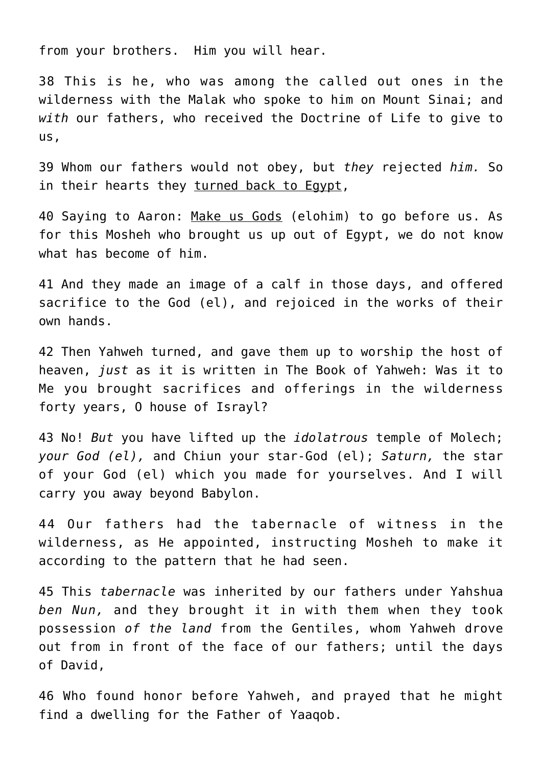from your brothers.  Him you will hear.

38 This is he, who was among the called out ones in the wilderness with the Malak who spoke to him on Mount Sinai; and *with* our fathers, who received the Doctrine of Life to give to us,

39 Whom our fathers would not obey, but *they* rejected *him.* So in their hearts they <u>turned back to Egypt</u>,

40 Saying to Aaron: <u>Make us Gods</u> (elohim) to go before us. As for this Mosheh who brought us up out of Egypt, we do not know what has become of him.

41 And they made an image of a calf in those days, and offered sacrifice to the God (el), and rejoiced in the works of their own hands.

42 Then Yahweh turned, and gave them up to worship the host of heaven, *just* as it is written in The Book of Yahweh: Was it to Me you brought sacrifices and offerings in the wilderness forty years, O house of Israyl?

43 No! *But* you have lifted up the *idolatrous* temple of Molech; *your God (el),* and Chiun your star-God (el); *Saturn,* the star of your God (el) which you made for yourselves. And I will carry you away beyond Babylon.

44 Our fathers had the tabernacle of witness in the wilderness, as He appointed, instructing Mosheh to make it according to the pattern that he had seen.

45 This *tabernacle* was inherited by our fathers under Yahshua *ben Nun,* and they brought it in with them when they took possession *of the land* from the Gentiles, whom Yahweh drove out from in front of the face of our fathers; until the days of David,

46 Who found honor before Yahweh, and prayed that he might find a dwelling for the Father of Yaaqob.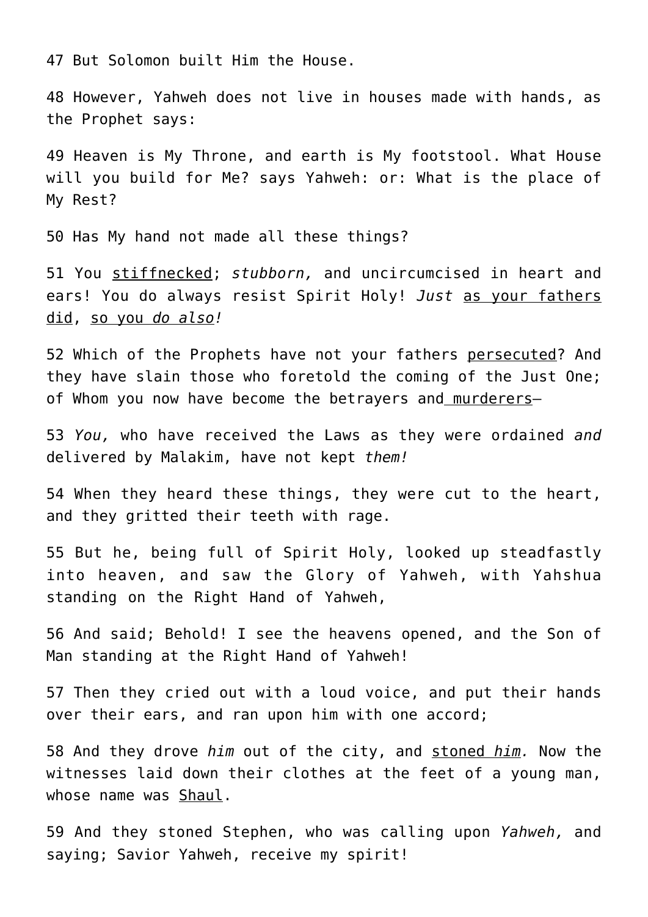47 But Solomon built Him the House.

48 However, Yahweh does not live in houses made with hands, as the Prophet says:

49 Heaven is My Throne, and earth is My footstool. What House will you build for Me? says Yahweh: or: What is the place of My Rest?

50 Has My hand not made all these things?

51 You stiffnecked; *stubborn,* and uncircumcised in heart and ears! You do always resist Spirit Holy! *Just* as your fathers did, so you *do also!*

52 Which of the Prophets have not your fathers persecuted? And they have slain those who foretold the coming of the Just One; of Whom you now have become the betrayers and murderers—

53 *You,* who have received the Laws as they were ordained *and* delivered by Malakim, have not kept *them!*

54 When they heard these things, they were cut to the heart, and they gritted their teeth with rage.

55 But he, being full of Spirit Holy, looked up steadfastly into heaven, and saw the Glory of Yahweh, with Yahshua standing on the Right Hand of Yahweh,

56 And said; Behold! I see the heavens opened, and the Son of Man standing at the Right Hand of Yahweh!

57 Then they cried out with a loud voice, and put their hands over their ears, and ran upon him with one accord;

58 And they drove *him* out of the city, and stoned *him.* Now the witnesses laid down their clothes at the feet of a young man, whose name was Shaul.

59 And they stoned Stephen, who was calling upon *Yahweh,* and saying; Savior Yahweh, receive my spirit!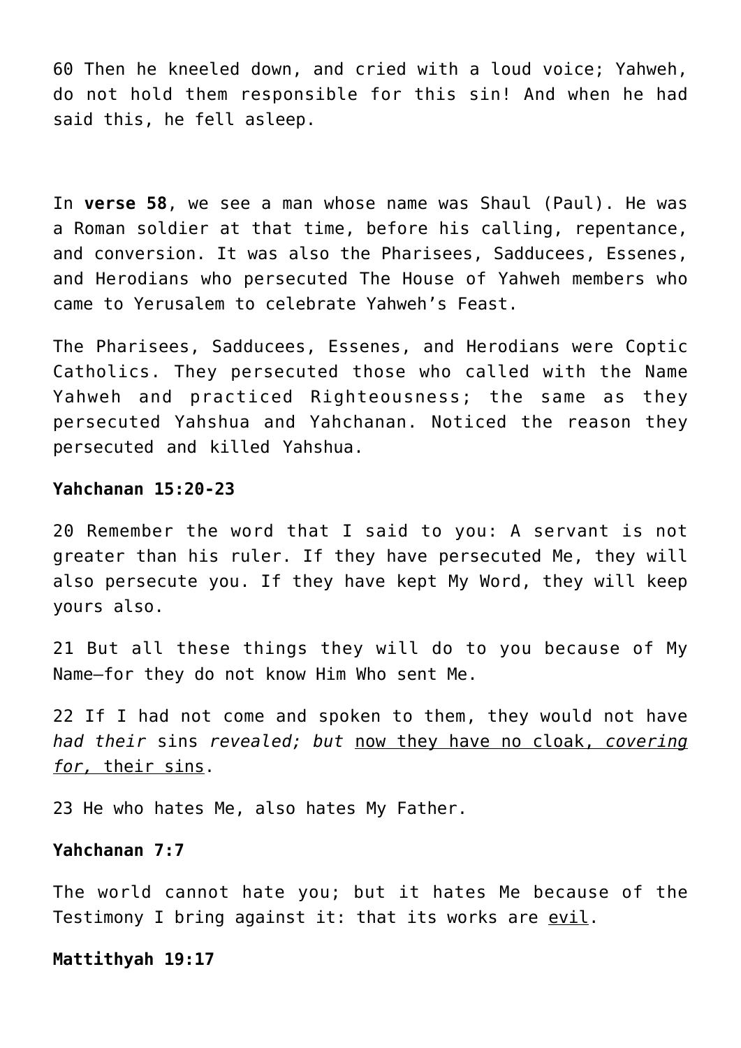60 Then he kneeled down, and cried with a loud voice; Yahweh, do not hold them responsible for this sin! And when he had said this, he fell asleep.

In **verse 58**, we see a man whose name was Shaul (Paul). He was a Roman soldier at that time, before his calling, repentance, and conversion. It was also the Pharisees, Sadducees, Essenes, and Herodians who persecuted The House of Yahweh members who came to Yerusalem to celebrate Yahweh's Feast.

The Pharisees, Sadducees, Essenes, and Herodians were Coptic Catholics. They persecuted those who called with the Name Yahweh and practiced Righteousness; the same as they persecuted Yahshua and Yahchanan. Noticed the reason they persecuted and killed Yahshua.

**Yahchanan 15:20-23**

20 Remember the word that I said to you: A servant is not greater than his ruler. If they have persecuted Me, they will also persecute you. If they have kept My Word, they will keep yours also.

21 But all these things they will do to you because of My Name—for they do not know Him Who sent Me.

22 If I had not come and spoken to them, they would not have *had their* sins *revealed; but* now they have no cloak, *covering for,* their sins.

23 He who hates Me, also hates My Father.

**Yahchanan 7:7**

The world cannot hate you; but it hates Me because of the Testimony I bring against it: that its works are evil.

**Mattithyah 19:17**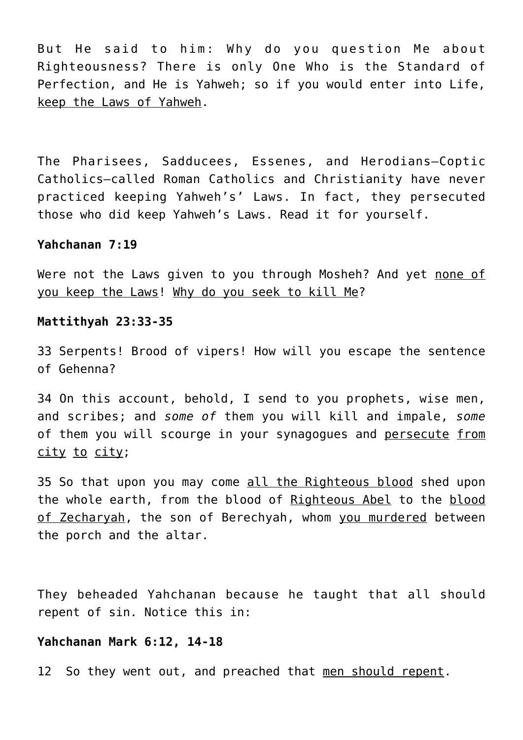But He said to him: Why do you question Me about Righteousness? There is only One Who is the Standard of Perfection, and He is Yahweh; so if you would enter into Life, keep the Laws of Yahweh.

The Pharisees, Sadducees, Essenes, and Herodians—Coptic Catholics—called Roman Catholics and Christianity have never practiced keeping Yahweh's' Laws. In fact, they persecuted those who did keep Yahweh's Laws. Read it for yourself.

**Yahchanan 7:19**

Were not the Laws given to you through Mosheh? And yet none of you keep the Laws! Why do you seek to kill Me?

**Mattithyah 23:33-35**

33 Serpents! Brood of vipers! How will you escape the sentence of Gehenna?

34 On this account, behold, I send to you prophets, wise men, and scribes; and *some of* them you will kill and impale, *some* of them you will scourge in your synagogues and persecute from city to city;

35 So that upon you may come all the Righteous blood shed upon the whole earth, from the blood of Righteous Abel to the blood of Zecharyah, the son of Berechyah, whom you murdered between the porch and the altar.

They beheaded Yahchanan because he taught that all should repent of sin. Notice this in:

**Yahchanan Mark 6:12, 14-18**

12 So they went out, and preached that men should repent.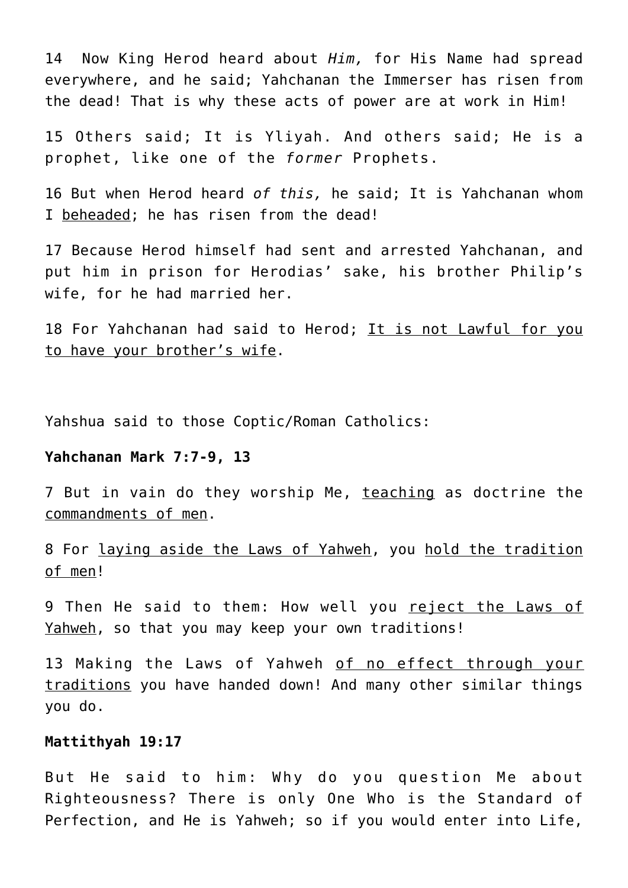14 Now King Herod heard about *Him,* for His Name had spread everywhere, and he said; Yahchanan the Immerser has risen from the dead! That is why these acts of power are at work in Him!

15 Others said; It is Yliyah. And others said; He is a prophet, like one of the *former* Prophets.

16 But when Herod heard *of this,* he said; It is Yahchanan whom I <u>beheaded</u>; he has risen from the dead!

17 Because Herod himself had sent and arrested Yahchanan, and put him in prison for Herodias' sake, his brother Philip's wife, for he had married her.

18 For Yahchanan had said to Herod; <u>It is not Lawful for you to have your brother's wife</u>.

Yahshua said to those Coptic/Roman Catholics:

**Yahchanan Mark 7:7-9, 13**

7 But in vain do they worship Me, <u>teaching</u> as doctrine the <u>commandments of men</u>.

8 For <u>laying aside the Laws of Yahweh</u>, you <u>hold the tradition of men</u>!

9 Then He said to them: How well you <u>reject the Laws of Yahweh</u>, so that you may keep your own traditions!

13 Making the Laws of Yahweh <u>of no effect through your traditions</u> you have handed down! And many other similar things you do.

**Mattithyah 19:17**

But He said to him: Why do you question Me about Righteousness? There is only One Who is the Standard of Perfection, and He is Yahweh; so if you would enter into Life,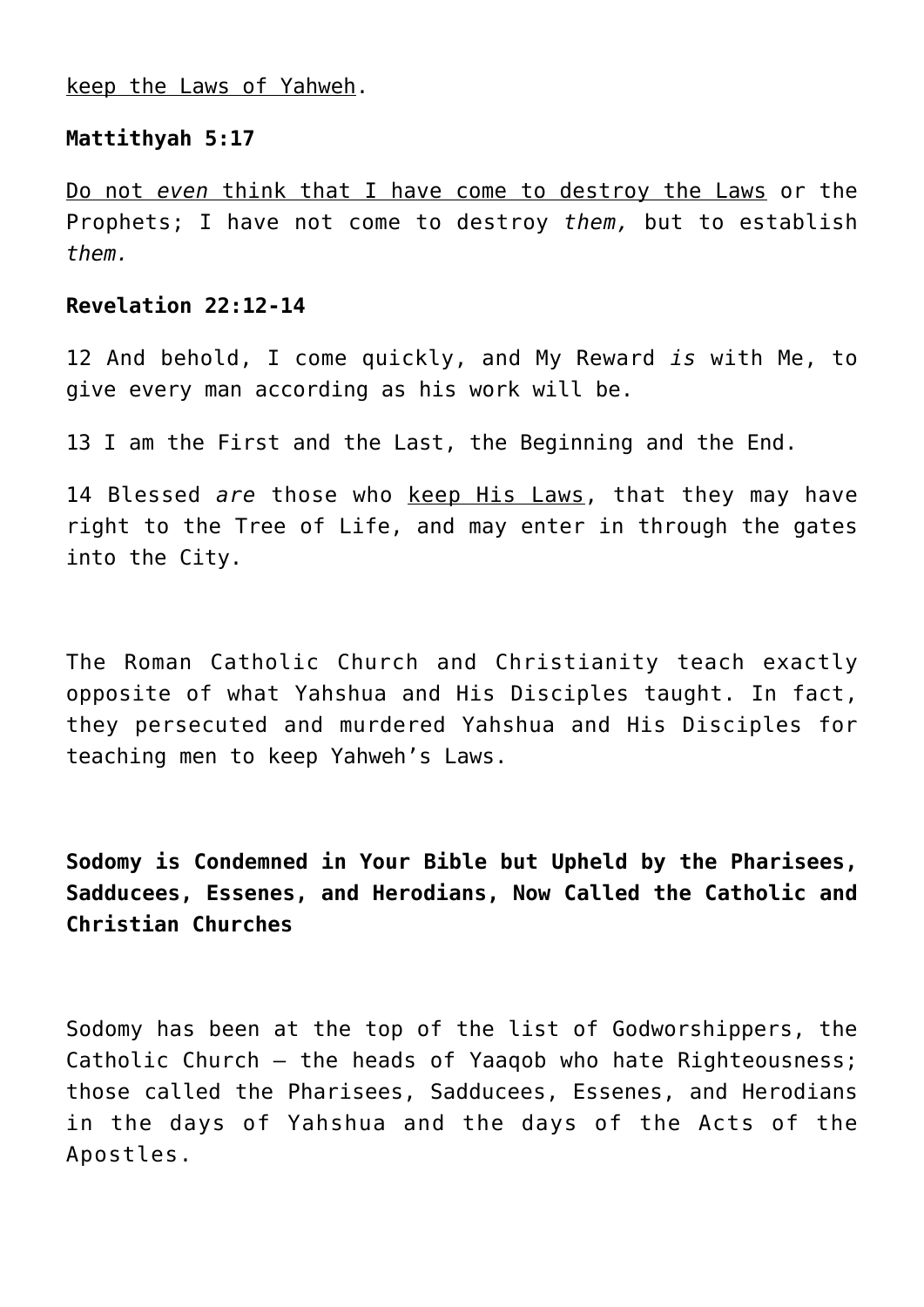keep the Laws of Yahweh.

**Mattithyah 5:17**

Do not *even* think that I have come to destroy the Laws or the Prophets; I have not come to destroy *them,* but to establish *them.*

**Revelation 22:12-14**

12 And behold, I come quickly, and My Reward *is* with Me, to give every man according as his work will be.

13 I am the First and the Last, the Beginning and the End.

14 Blessed *are* those who keep His Laws, that they may have right to the Tree of Life, and may enter in through the gates into the City.

The Roman Catholic Church and Christianity teach exactly opposite of what Yahshua and His Disciples taught. In fact, they persecuted and murdered Yahshua and His Disciples for teaching men to keep Yahweh's Laws.

**Sodomy is Condemned in Your Bible but Upheld by the Pharisees, Sadducees, Essenes, and Herodians, Now Called the Catholic and Christian Churches**

Sodomy has been at the top of the list of Godworshippers, the Catholic Church – the heads of Yaaqob who hate Righteousness; those called the Pharisees, Sadducees, Essenes, and Herodians in the days of Yahshua and the days of the Acts of the Apostles.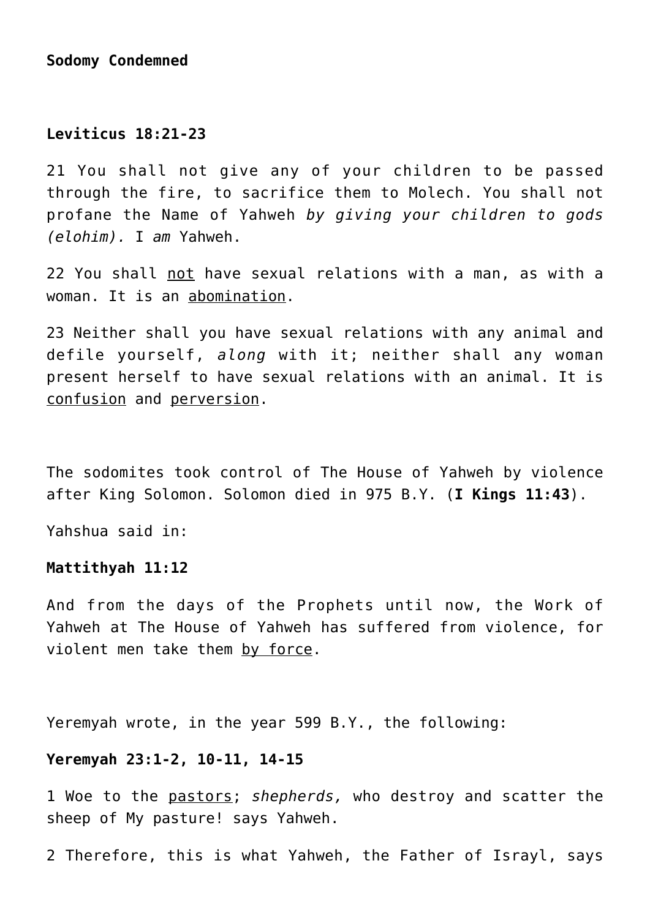**Sodomy Condemned**

**Leviticus 18:21-23**

21 You shall not give any of your children to be passed through the fire, to sacrifice them to Molech. You shall not profane the Name of Yahweh *by giving your children to gods (elohim).* I *am* Yahweh.

22 You shall <u>not</u> have sexual relations with a man, as with a woman. It is an <u>abomination</u>.

23 Neither shall you have sexual relations with any animal and defile yourself, *along* with it; neither shall any woman present herself to have sexual relations with an animal. It is <u>confusion</u> and <u>perversion</u>.

The sodomites took control of The House of Yahweh by violence after King Solomon. Solomon died in 975 B.Y. (**I Kings 11:43**).

Yahshua said in:

**Mattithyah 11:12**

And from the days of the Prophets until now, the Work of Yahweh at The House of Yahweh has suffered from violence, for violent men take them <u>by force</u>.

Yeremyah wrote, in the year 599 B.Y., the following:

**Yeremyah 23:1-2, 10-11, 14-15**

1 Woe to the <u>pastors</u>; *shepherds,* who destroy and scatter the sheep of My pasture! says Yahweh.

2 Therefore, this is what Yahweh, the Father of Israyl, says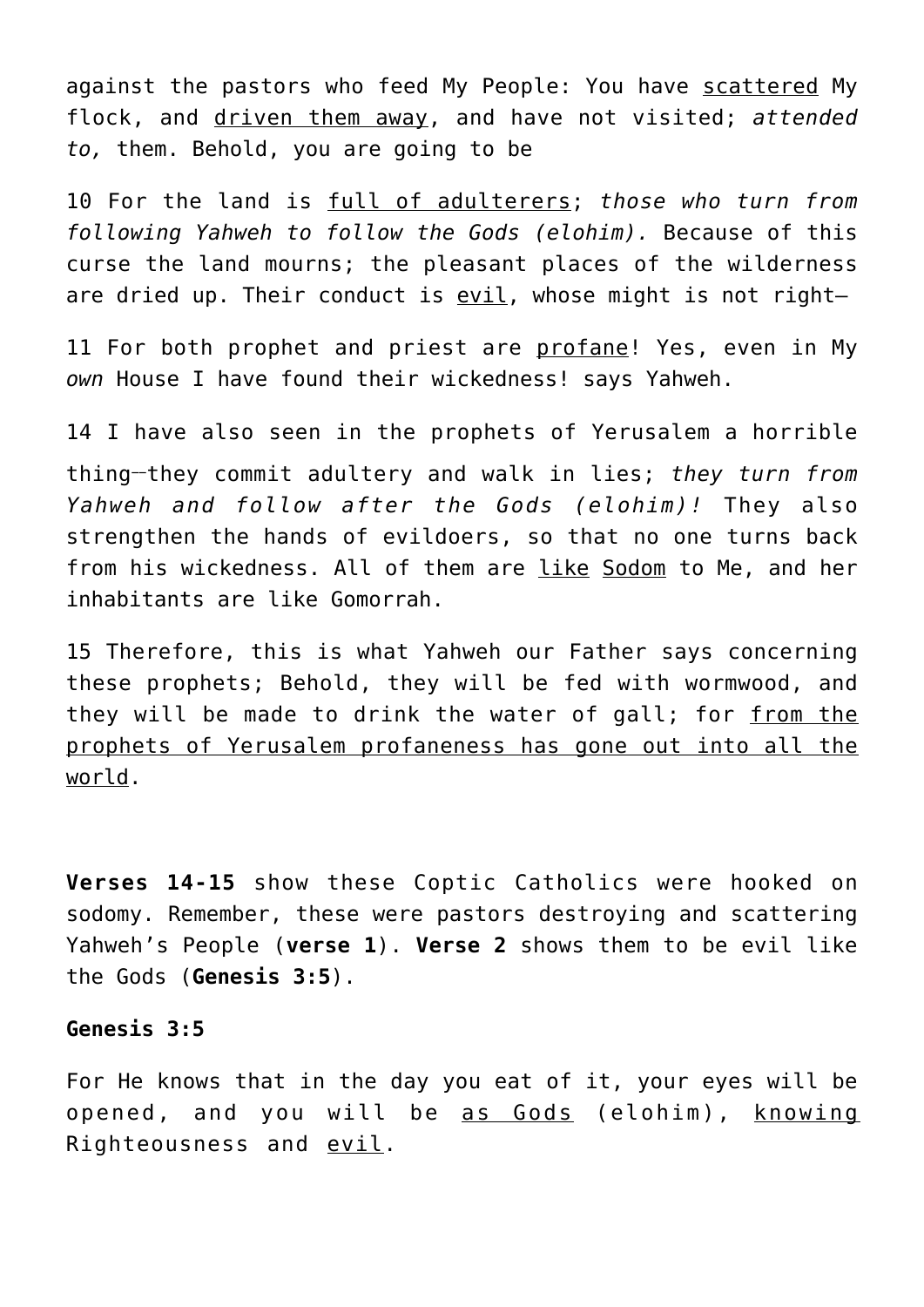against the pastors who feed My People: You have scattered My flock, and driven them away, and have not visited; *attended to,* them. Behold, you are going to be

10 For the land is full of adulterers; *those who turn from following Yahweh to follow the Gods (elohim).* Because of this curse the land mourns; the pleasant places of the wilderness are dried up. Their conduct is evil, whose might is not right—

11 For both prophet and priest are profane! Yes, even in My *own* House I have found their wickedness! says Yahweh.

14 I have also seen in the prophets of Yerusalem a horrible thing—they commit adultery and walk in lies; *they turn from Yahweh and follow after the Gods (elohim)!* They also strengthen the hands of evildoers, so that no one turns back from his wickedness. All of them are like Sodom to Me, and her inhabitants are like Gomorrah.

15 Therefore, this is what Yahweh our Father says concerning these prophets; Behold, they will be fed with wormwood, and they will be made to drink the water of gall; for from the prophets of Yerusalem profaneness has gone out into all the world.

**Verses 14-15** show these Coptic Catholics were hooked on sodomy. Remember, these were pastors destroying and scattering Yahweh's People (**verse 1**). **Verse 2** shows them to be evil like the Gods (**Genesis 3:5**).

**Genesis 3:5**

For He knows that in the day you eat of it, your eyes will be opened, and you will be as Gods (elohim), knowing Righteousness and evil.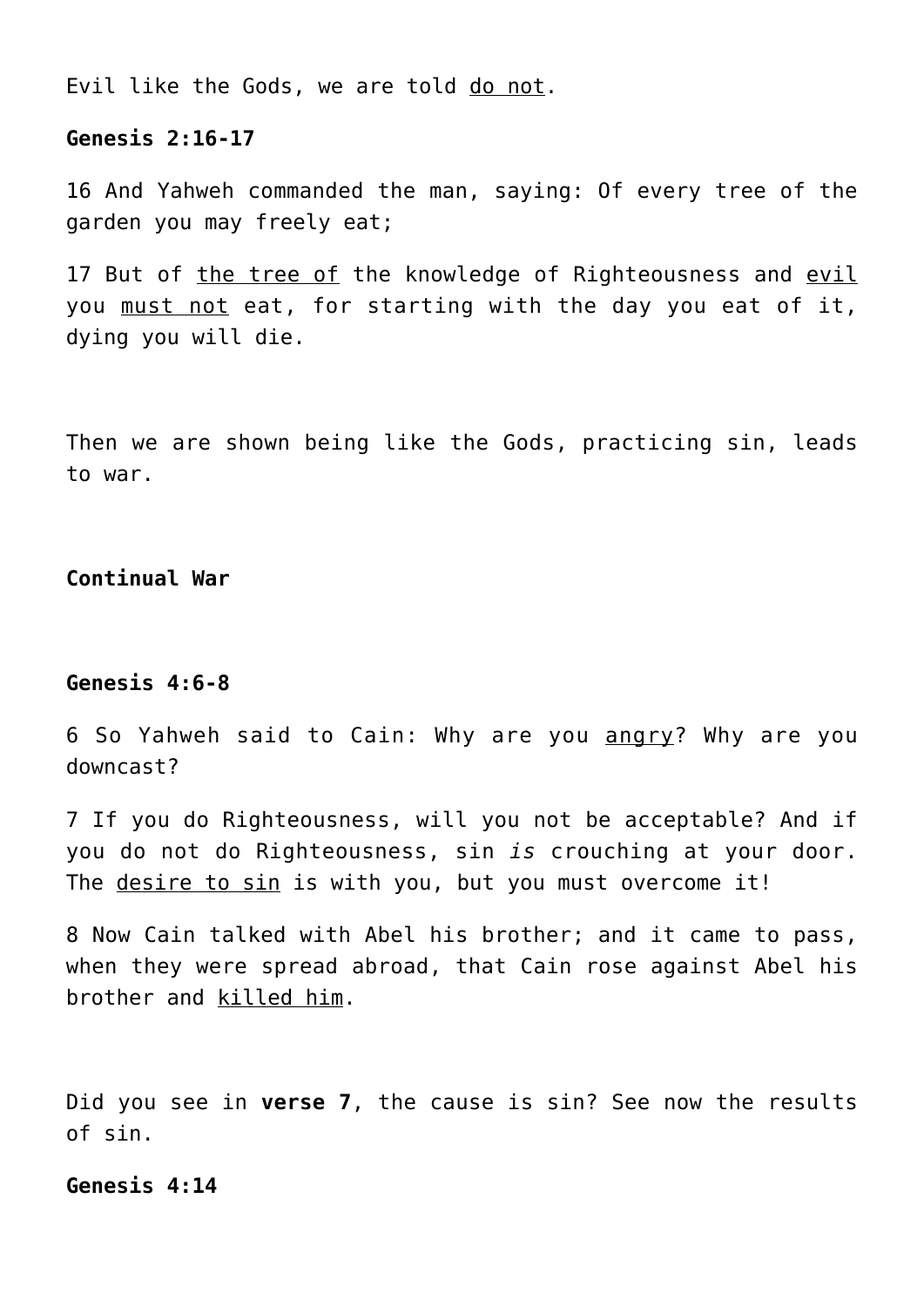Evil like the Gods, we are told <u>do not</u>.

**Genesis 2:16-17**

16 And Yahweh commanded the man, saying: Of every tree of the garden you may freely eat;

17 But of <u>the tree of</u> the knowledge of Righteousness and <u>evil</u> you <u>must not</u> eat, for starting with the day you eat of it, dying you will die.

Then we are shown being like the Gods, practicing sin, leads to war.

**Continual War**

**Genesis 4:6-8**

6 So Yahweh said to Cain: Why are you <u>angry</u>? Why are you downcast?

7 If you do Righteousness, will you not be acceptable? And if you do not do Righteousness, sin *is* crouching at your door. The <u>desire to sin</u> is with you, but you must overcome it!

8 Now Cain talked with Abel his brother; and it came to pass, when they were spread abroad, that Cain rose against Abel his brother and <u>killed him</u>.

Did you see in **verse 7**, the cause is sin? See now the results of sin.

**Genesis 4:14**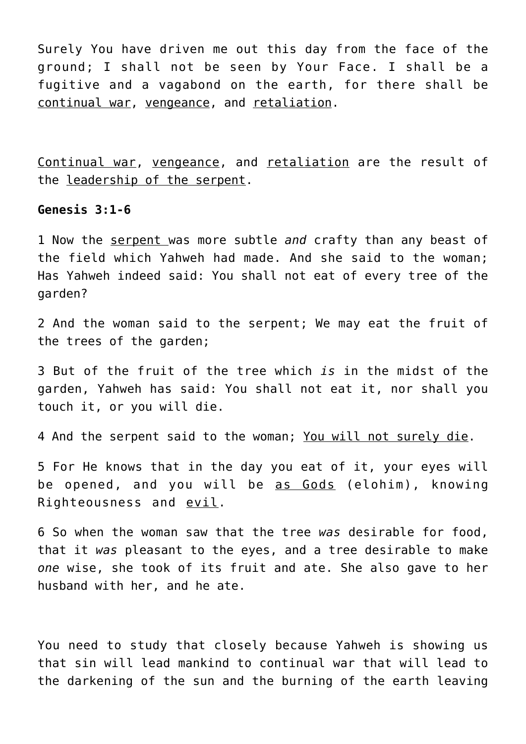Surely You have driven me out this day from the face of the ground; I shall not be seen by Your Face. I shall be a fugitive and a vagabond on the earth, for there shall be <u>continual war</u>, <u>vengeance</u>, and <u>retaliation</u>.

<u>Continual war</u>, <u>vengeance</u>, and <u>retaliation</u> are the result of the <u>leadership of the serpent</u>.

**Genesis 3:1-6**

1 Now the <u>serpent</u> was more subtle *and* crafty than any beast of the field which Yahweh had made. And she said to the woman; Has Yahweh indeed said: You shall not eat of every tree of the garden?

2 And the woman said to the serpent; We may eat the fruit of the trees of the garden;

3 But of the fruit of the tree which *is* in the midst of the garden, Yahweh has said: You shall not eat it, nor shall you touch it, or you will die.

4 And the serpent said to the woman; <u>You will not surely die</u>.

5 For He knows that in the day you eat of it, your eyes will be opened, and you will be <u>as Gods</u> (elohim), knowing Righteousness and <u>evil</u>.

6 So when the woman saw that the tree *was* desirable for food, that it *was* pleasant to the eyes, and a tree desirable to make *one* wise, she took of its fruit and ate. She also gave to her husband with her, and he ate.

You need to study that closely because Yahweh is showing us that sin will lead mankind to continual war that will lead to the darkening of the sun and the burning of the earth leaving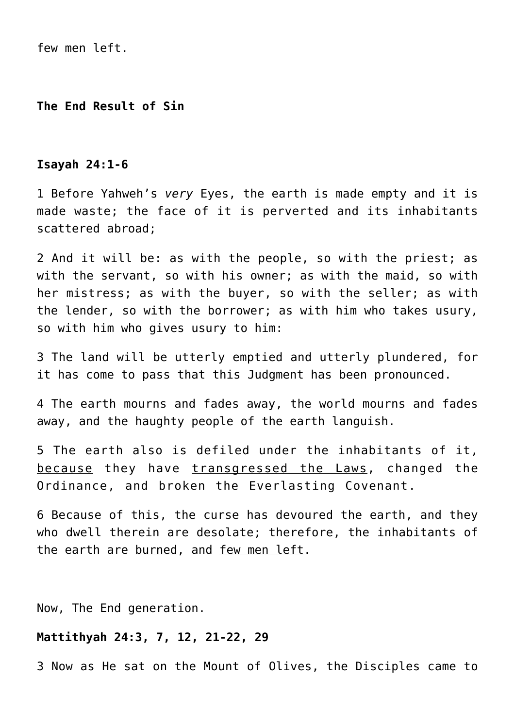few men left.

**The End Result of Sin**

**Isayah 24:1-6**

1 Before Yahweh's *very* Eyes, the earth is made empty and it is made waste; the face of it is perverted and its inhabitants scattered abroad;

2 And it will be: as with the people, so with the priest; as with the servant, so with his owner; as with the maid, so with her mistress; as with the buyer, so with the seller; as with the lender, so with the borrower; as with him who takes usury, so with him who gives usury to him:

3 The land will be utterly emptied and utterly plundered, for it has come to pass that this Judgment has been pronounced.

4 The earth mourns and fades away, the world mourns and fades away, and the haughty people of the earth languish.

5 The earth also is defiled under the inhabitants of it, <u>because</u> they have <u>transgressed the Laws</u>, changed the Ordinance, and broken the Everlasting Covenant.

6 Because of this, the curse has devoured the earth, and they who dwell therein are desolate; therefore, the inhabitants of the earth are <u>burned</u>, and <u>few men left</u>.

Now, The End generation.

**Mattithyah 24:3, 7, 12, 21-22, 29**

3 Now as He sat on the Mount of Olives, the Disciples came to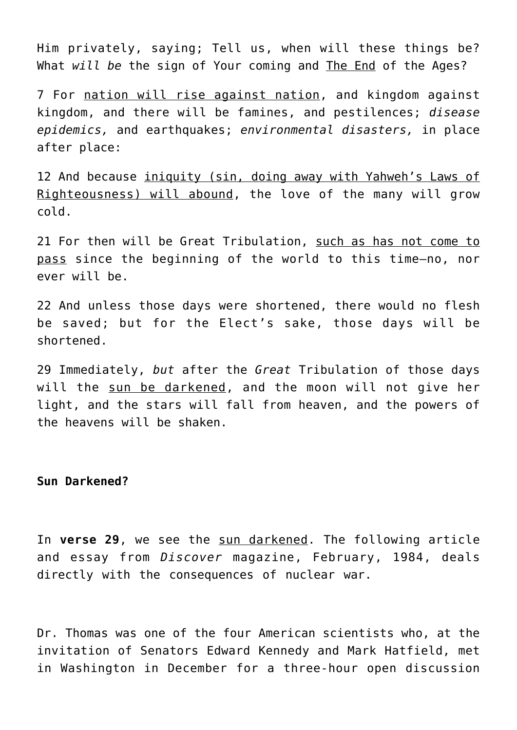Him privately, saying; Tell us, when will these things be? What *will be* the sign of Your coming and <u>The End</u> of the Ages?

7 For <u>nation will rise against nation</u>, and kingdom against kingdom, and there will be famines, and pestilences; *disease epidemics,* and earthquakes; *environmental disasters,* in place after place:

12 And because <u>iniquity (sin, doing away with Yahweh's Laws of Righteousness) will abound</u>, the love of the many will grow cold.

21 For then will be Great Tribulation, <u>such as has not come to pass</u> since the beginning of the world to this time—no, nor ever will be.

22 And unless those days were shortened, there would no flesh be saved; but for the Elect's sake, those days will be shortened.

29 Immediately, *but* after the *Great* Tribulation of those days will the <u>sun be darkened</u>, and the moon will not give her light, and the stars will fall from heaven, and the powers of the heavens will be shaken.

**Sun Darkened?**

In **verse 29**, we see the <u>sun darkened</u>. The following article and essay from *Discover* magazine, February, 1984, deals directly with the consequences of nuclear war.

Dr. Thomas was one of the four American scientists who, at the invitation of Senators Edward Kennedy and Mark Hatfield, met in Washington in December for a three-hour open discussion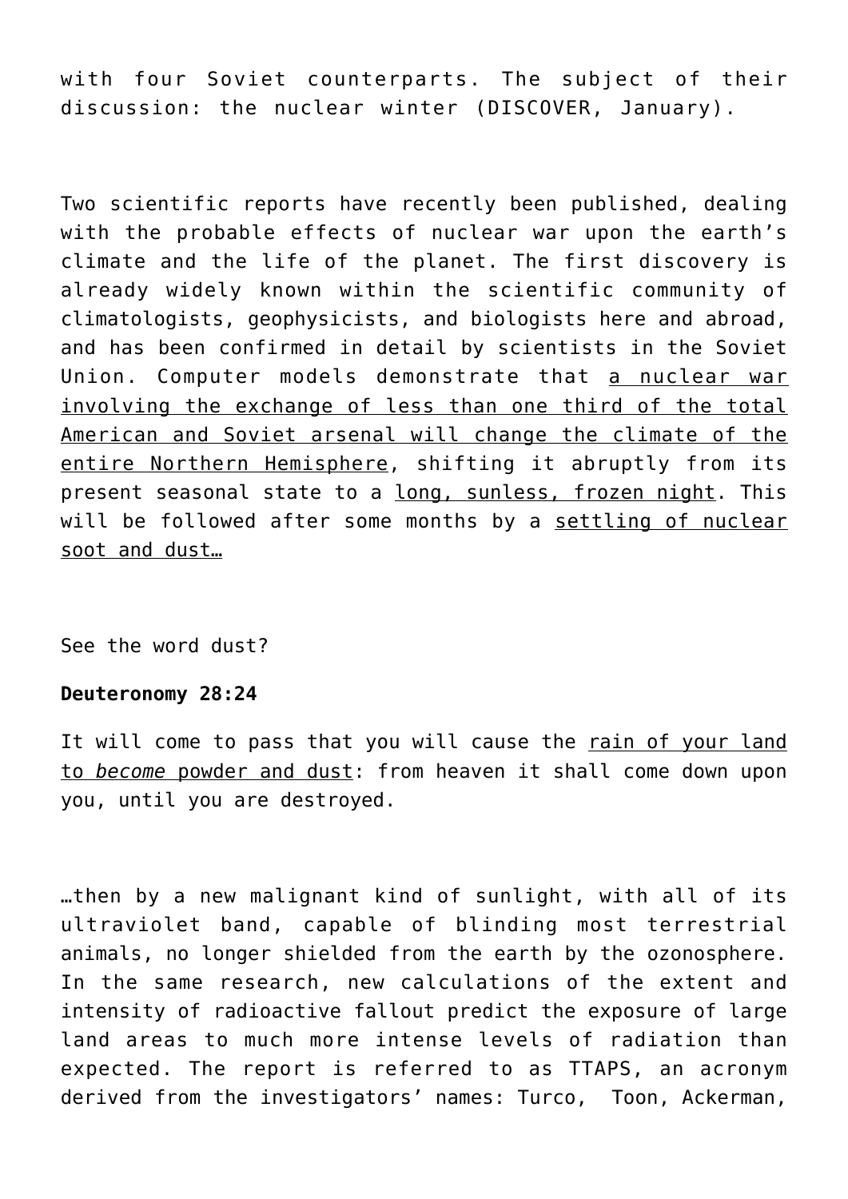with four Soviet counterparts. The subject of their discussion: the nuclear winter (DISCOVER, January).

Two scientific reports have recently been published, dealing with the probable effects of nuclear war upon the earth's climate and the life of the planet. The first discovery is already widely known within the scientific community of climatologists, geophysicists, and biologists here and abroad, and has been confirmed in detail by scientists in the Soviet Union. Computer models demonstrate that <u>a nuclear war involving the exchange of less than one third of the total American and Soviet arsenal will change the climate of the entire Northern Hemisphere</u>, shifting it abruptly from its present seasonal state to a <u>long, sunless, frozen night</u>. This will be followed after some months by a <u>settling of nuclear soot and dust…</u>

See the word dust?

**Deuteronomy 28:24**

It will come to pass that you will cause the <u>rain of your land to *become* powder and dust</u>: from heaven it shall come down upon you, until you are destroyed.

…then by a new malignant kind of sunlight, with all of its ultraviolet band, capable of blinding most terrestrial animals, no longer shielded from the earth by the ozonosphere. In the same research, new calculations of the extent and intensity of radioactive fallout predict the exposure of large land areas to much more intense levels of radiation than expected. The report is referred to as TTAPS, an acronym derived from the investigators' names: Turco, Toon, Ackerman,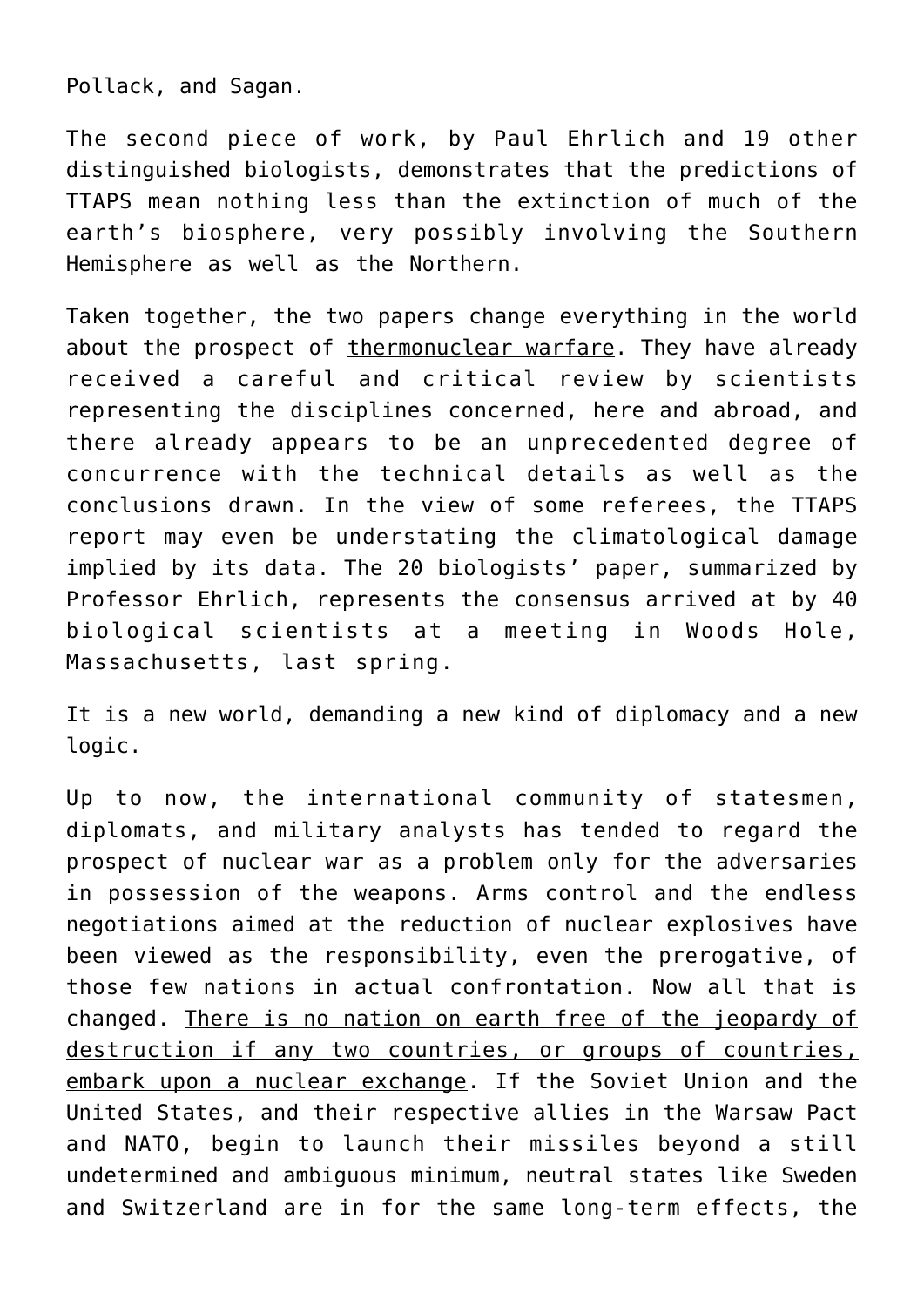Pollack, and Sagan.

The second piece of work, by Paul Ehrlich and 19 other distinguished biologists, demonstrates that the predictions of TTAPS mean nothing less than the extinction of much of the earth's biosphere, very possibly involving the Southern Hemisphere as well as the Northern.

Taken together, the two papers change everything in the world about the prospect of thermonuclear warfare. They have already received a careful and critical review by scientists representing the disciplines concerned, here and abroad, and there already appears to be an unprecedented degree of concurrence with the technical details as well as the conclusions drawn. In the view of some referees, the TTAPS report may even be understating the climatological damage implied by its data. The 20 biologists' paper, summarized by Professor Ehrlich, represents the consensus arrived at by 40 biological scientists at a meeting in Woods Hole, Massachusetts, last spring.

It is a new world, demanding a new kind of diplomacy and a new logic.

Up to now, the international community of statesmen, diplomats, and military analysts has tended to regard the prospect of nuclear war as a problem only for the adversaries in possession of the weapons. Arms control and the endless negotiations aimed at the reduction of nuclear explosives have been viewed as the responsibility, even the prerogative, of those few nations in actual confrontation. Now all that is changed. There is no nation on earth free of the jeopardy of destruction if any two countries, or groups of countries, embark upon a nuclear exchange. If the Soviet Union and the United States, and their respective allies in the Warsaw Pact and NATO, begin to launch their missiles beyond a still undetermined and ambiguous minimum, neutral states like Sweden and Switzerland are in for the same long-term effects, the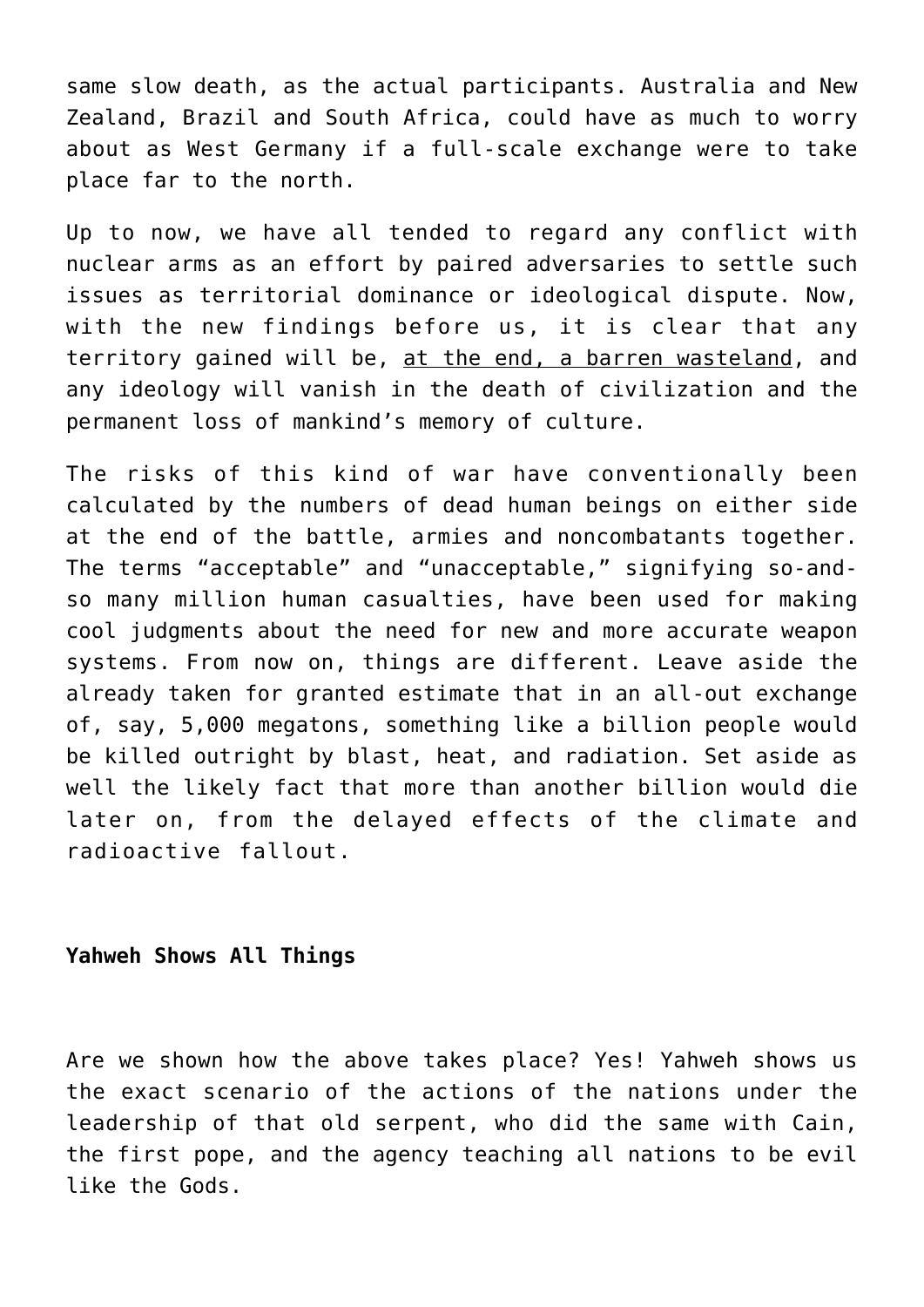same slow death, as the actual participants. Australia and New Zealand, Brazil and South Africa, could have as much to worry about as West Germany if a full-scale exchange were to take place far to the north.

Up to now, we have all tended to regard any conflict with nuclear arms as an effort by paired adversaries to settle such issues as territorial dominance or ideological dispute. Now, with the new findings before us, it is clear that any territory gained will be, <u>at the end, a barren wasteland</u>, and any ideology will vanish in the death of civilization and the permanent loss of mankind's memory of culture.

The risks of this kind of war have conventionally been calculated by the numbers of dead human beings on either side at the end of the battle, armies and noncombatants together. The terms "acceptable" and "unacceptable," signifying so-and-so many million human casualties, have been used for making cool judgments about the need for new and more accurate weapon systems. From now on, things are different. Leave aside the already taken for granted estimate that in an all-out exchange of, say, 5,000 megatons, something like a billion people would be killed outright by blast, heat, and radiation. Set aside as well the likely fact that more than another billion would die later on, from the delayed effects of the climate and radioactive fallout.

**Yahweh Shows All Things**

Are we shown how the above takes place? Yes! Yahweh shows us the exact scenario of the actions of the nations under the leadership of that old serpent, who did the same with Cain, the first pope, and the agency teaching all nations to be evil like the Gods.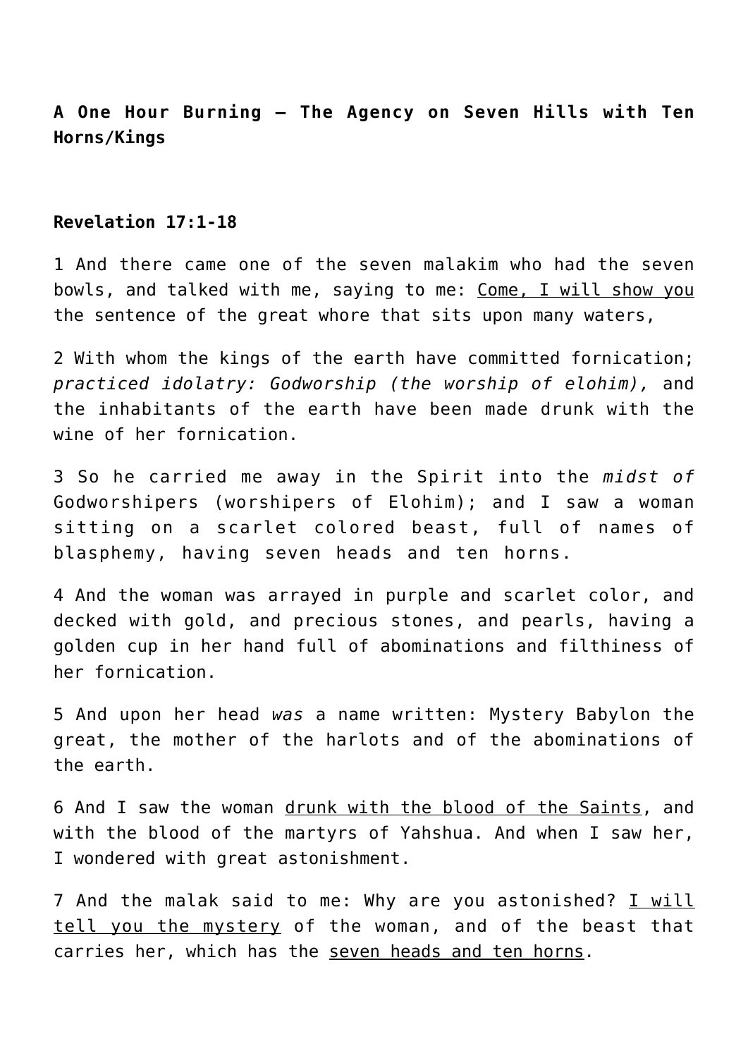**A One Hour Burning – The Agency on Seven Hills with Ten Horns/Kings**

**Revelation 17:1-18**

1 And there came one of the seven malakim who had the seven bowls, and talked with me, saying to me: <u>Come, I will show you</u> the sentence of the great whore that sits upon many waters,

2 With whom the kings of the earth have committed fornication; *practiced idolatry: Godworship (the worship of elohim),* and the inhabitants of the earth have been made drunk with the wine of her fornication.

3 So he carried me away in the Spirit into the *midst of* Godworshipers (worshipers of Elohim); and I saw a woman sitting on a scarlet colored beast, full of names of blasphemy, having seven heads and ten horns.

4 And the woman was arrayed in purple and scarlet color, and decked with gold, and precious stones, and pearls, having a golden cup in her hand full of abominations and filthiness of her fornication.

5 And upon her head *was* a name written: Mystery Babylon the great, the mother of the harlots and of the abominations of the earth.

6 And I saw the woman <u>drunk with the blood of the Saints</u>, and with the blood of the martyrs of Yahshua. And when I saw her, I wondered with great astonishment.

7 And the malak said to me: Why are you astonished? <u>I will tell you the mystery</u> of the woman, and of the beast that carries her, which has the <u>seven heads and ten horns</u>.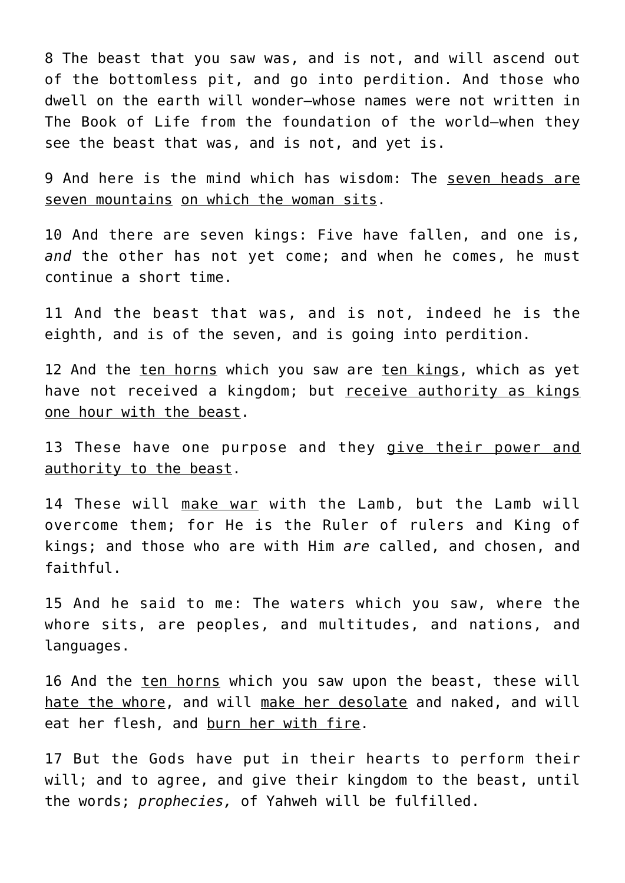8 The beast that you saw was, and is not, and will ascend out of the bottomless pit, and go into perdition. And those who dwell on the earth will wonder—whose names were not written in The Book of Life from the foundation of the world—when they see the beast that was, and is not, and yet is.

9 And here is the mind which has wisdom: The <u>seven heads are seven mountains</u> <u>on which the woman sits</u>.

10 And there are seven kings: Five have fallen, and one is, *and* the other has not yet come; and when he comes, he must continue a short time.

11 And the beast that was, and is not, indeed he is the eighth, and is of the seven, and is going into perdition.

12 And the <u>ten horns</u> which you saw are <u>ten kings</u>, which as yet have not received a kingdom; but <u>receive authority as kings one hour with the beast</u>.

13 These have one purpose and they <u>give their power and authority to the beast</u>.

14 These will <u>make war</u> with the Lamb, but the Lamb will overcome them; for He is the Ruler of rulers and King of kings; and those who are with Him *are* called, and chosen, and faithful.

15 And he said to me: The waters which you saw, where the whore sits, are peoples, and multitudes, and nations, and languages.

16 And the <u>ten horns</u> which you saw upon the beast, these will <u>hate the whore</u>, and will <u>make her desolate</u> and naked, and will eat her flesh, and <u>burn her with fire</u>.

17 But the Gods have put in their hearts to perform their will; and to agree, and give their kingdom to the beast, until the words; *prophecies,* of Yahweh will be fulfilled.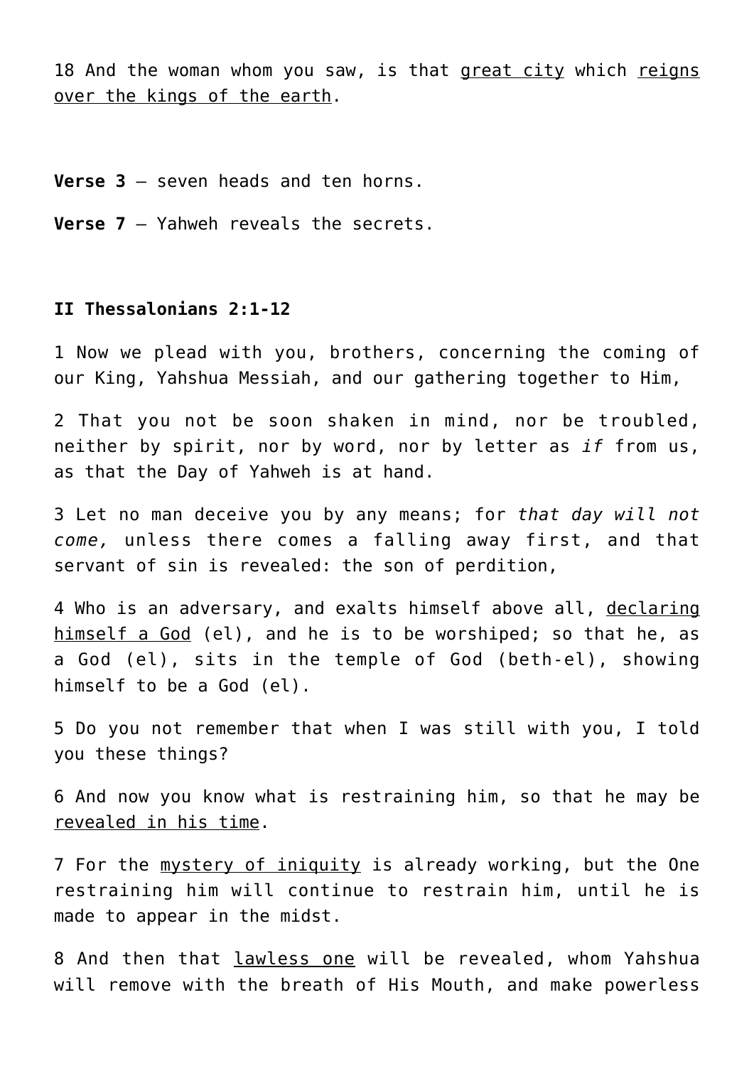18 And the woman whom you saw, is that <u>great city</u> which <u>reigns over the kings of the earth</u>.

**Verse 3** – seven heads and ten horns.

**Verse 7** – Yahweh reveals the secrets.

**II Thessalonians 2:1-12**

1 Now we plead with you, brothers, concerning the coming of our King, Yahshua Messiah, and our gathering together to Him,

2 That you not be soon shaken in mind, nor be troubled, neither by spirit, nor by word, nor by letter as *if* from us, as that the Day of Yahweh is at hand.

3 Let no man deceive you by any means; for *that day will not come,* unless there comes a falling away first, and that servant of sin is revealed: the son of perdition,

4 Who is an adversary, and exalts himself above all, <u>declaring himself a God</u> (el), and he is to be worshiped; so that he, as a God (el), sits in the temple of God (beth-el), showing himself to be a God (el).

5 Do you not remember that when I was still with you, I told you these things?

6 And now you know what is restraining him, so that he may be <u>revealed in his time</u>.

7 For the <u>mystery of iniquity</u> is already working, but the One restraining him will continue to restrain him, until he is made to appear in the midst.

8 And then that <u>lawless one</u> will be revealed, whom Yahshua will remove with the breath of His Mouth, and make powerless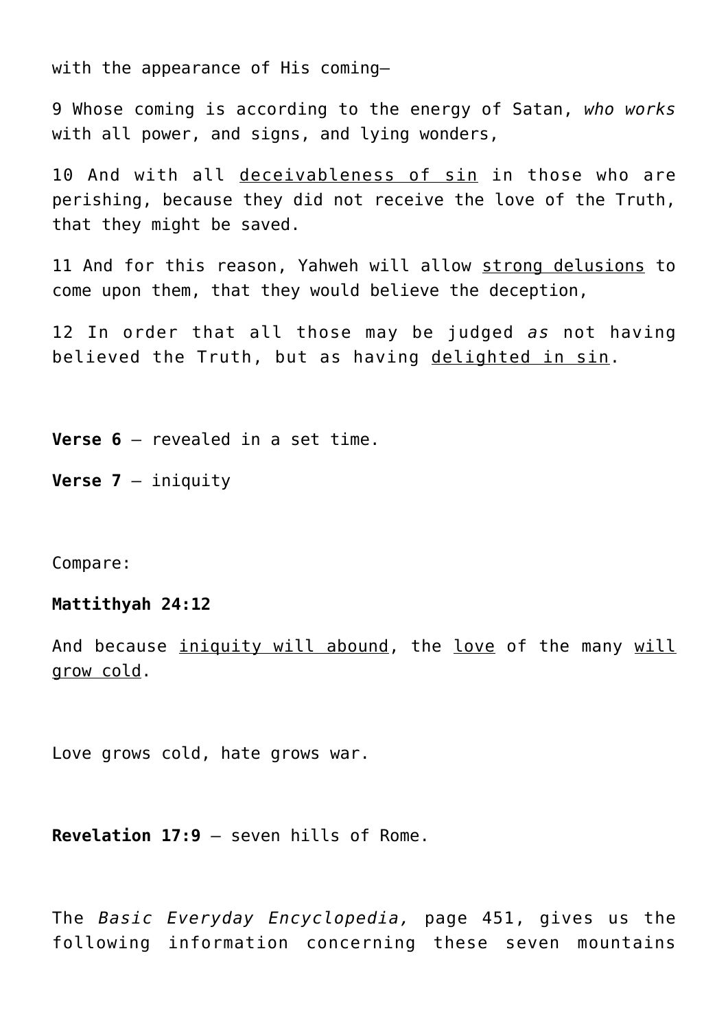with the appearance of His coming—

9 Whose coming is according to the energy of Satan, *who works* with all power, and signs, and lying wonders,

10 And with all <u>deceivableness of sin</u> in those who are perishing, because they did not receive the love of the Truth, that they might be saved.

11 And for this reason, Yahweh will allow <u>strong delusions</u> to come upon them, that they would believe the deception,

12 In order that all those may be judged *as* not having believed the Truth, but as having <u>delighted in sin</u>.

**Verse 6** – revealed in a set time.

**Verse 7** – iniquity

Compare:

**Mattithyah 24:12**

And because <u>iniquity will abound</u>, the <u>love</u> of the many <u>will grow cold</u>.

Love grows cold, hate grows war.

**Revelation 17:9** – seven hills of Rome.

The *Basic Everyday Encyclopedia,* page 451, gives us the following information concerning these seven mountains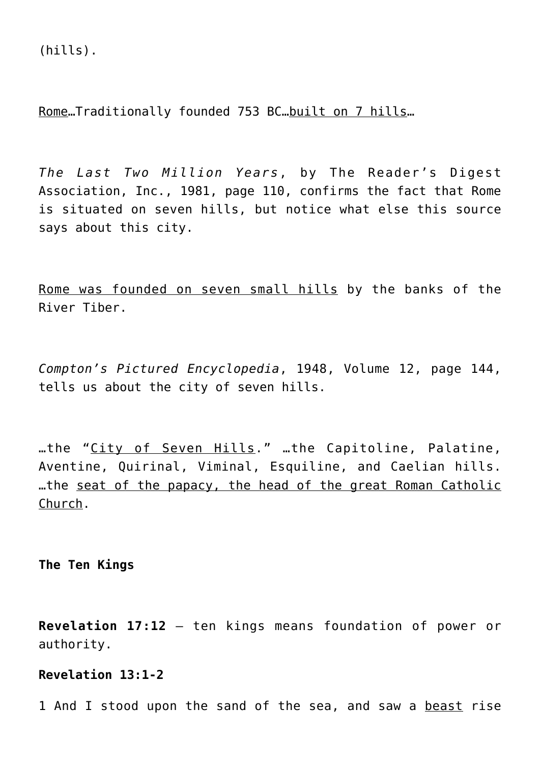(hills).

<u>Rome</u>…Traditionally founded 753 BC…<u>built on 7 hills</u>…

*The Last Two Million Years*, by The Reader's Digest Association, Inc., 1981, page 110, confirms the fact that Rome is situated on seven hills, but notice what else this source says about this city.

<u>Rome was founded on seven small hills</u> by the banks of the River Tiber.

*Compton's Pictured Encyclopedia*, 1948, Volume 12, page 144, tells us about the city of seven hills.

…the "<u>City of Seven Hills</u>." …the Capitoline, Palatine, Aventine, Quirinal, Viminal, Esquiline, and Caelian hills. …the <u>seat of the papacy, the head of the great Roman Catholic Church</u>.

**The Ten Kings**

**Revelation 17:12** – ten kings means foundation of power or authority.

**Revelation 13:1-2**

1 And I stood upon the sand of the sea, and saw a <u>beast</u> rise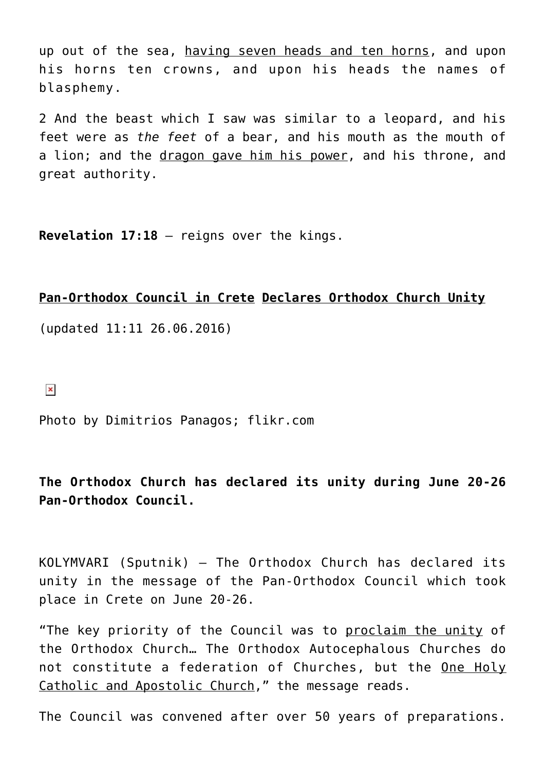up out of the sea, having seven heads and ten horns, and upon his horns ten crowns, and upon his heads the names of blasphemy.

2 And the beast which I saw was similar to a leopard, and his feet were as *the feet* of a bear, and his mouth as the mouth of a lion; and the dragon gave him his power, and his throne, and great authority.

**Revelation 17:18** – reigns over the kings.

**Pan-Orthodox Council in Crete Declares Orthodox Church Unity**

(updated 11:11 26.06.2016)

Photo by Dimitrios Panagos; flikr.com

**The Orthodox Church has declared its unity during June 20-26 Pan-Orthodox Council.**

KOLYMVARI (Sputnik) — The Orthodox Church has declared its unity in the message of the Pan-Orthodox Council which took place in Crete on June 20-26.

"The key priority of the Council was to proclaim the unity of the Orthodox Church… The Orthodox Autocephalous Churches do not constitute a federation of Churches, but the One Holy Catholic and Apostolic Church," the message reads.

The Council was convened after over 50 years of preparations.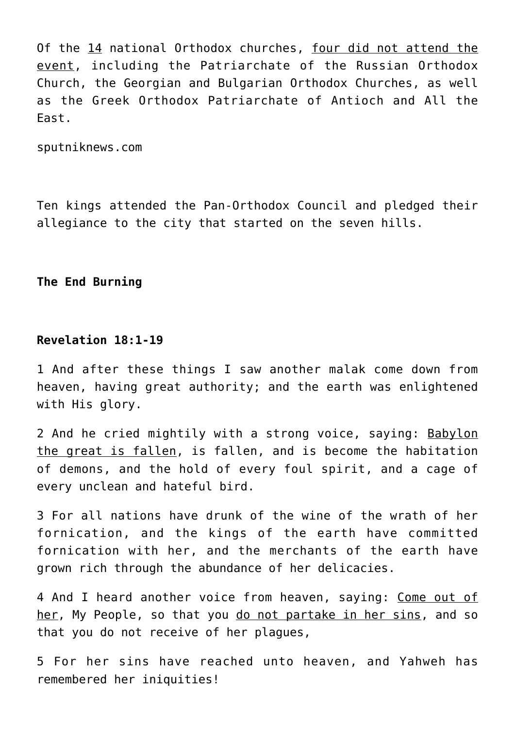Of the <u>14</u> national Orthodox churches, <u>four did not attend the event</u>, including the Patriarchate of the Russian Orthodox Church, the Georgian and Bulgarian Orthodox Churches, as well as the Greek Orthodox Patriarchate of Antioch and All the East.

sputniknews.com

Ten kings attended the Pan-Orthodox Council and pledged their allegiance to the city that started on the seven hills.

**The End Burning**

**Revelation 18:1-19**

1 And after these things I saw another malak come down from heaven, having great authority; and the earth was enlightened with His glory.

2 And he cried mightily with a strong voice, saying: <u>Babylon the great is fallen</u>, is fallen, and is become the habitation of demons, and the hold of every foul spirit, and a cage of every unclean and hateful bird.

3 For all nations have drunk of the wine of the wrath of her fornication, and the kings of the earth have committed fornication with her, and the merchants of the earth have grown rich through the abundance of her delicacies.

4 And I heard another voice from heaven, saying: <u>Come out of her</u>, My People, so that you <u>do not partake in her sins</u>, and so that you do not receive of her plagues,

5 For her sins have reached unto heaven, and Yahweh has remembered her iniquities!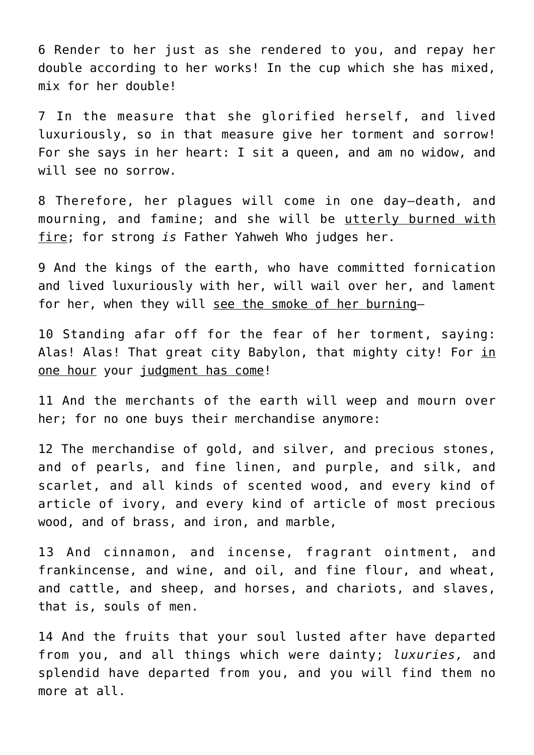6 Render to her just as she rendered to you, and repay her double according to her works! In the cup which she has mixed, mix for her double!

7 In the measure that she glorified herself, and lived luxuriously, so in that measure give her torment and sorrow! For she says in her heart: I sit a queen, and am no widow, and will see no sorrow.

8 Therefore, her plagues will come in one day—death, and mourning, and famine; and she will be <u>utterly burned with fire</u>; for strong *is* Father Yahweh Who judges her.

9 And the kings of the earth, who have committed fornication and lived luxuriously with her, will wail over her, and lament for her, when they will <u>see the smoke of her burning</u>—

10 Standing afar off for the fear of her torment, saying: Alas! Alas! That great city Babylon, that mighty city! For <u>in one hour</u> your <u>judgment has come</u>!

11 And the merchants of the earth will weep and mourn over her; for no one buys their merchandise anymore:

12 The merchandise of gold, and silver, and precious stones, and of pearls, and fine linen, and purple, and silk, and scarlet, and all kinds of scented wood, and every kind of article of ivory, and every kind of article of most precious wood, and of brass, and iron, and marble,

13 And cinnamon, and incense, fragrant ointment, and frankincense, and wine, and oil, and fine flour, and wheat, and cattle, and sheep, and horses, and chariots, and slaves, that is, souls of men.

14 And the fruits that your soul lusted after have departed from you, and all things which were dainty; *luxuries,* and splendid have departed from you, and you will find them no more at all.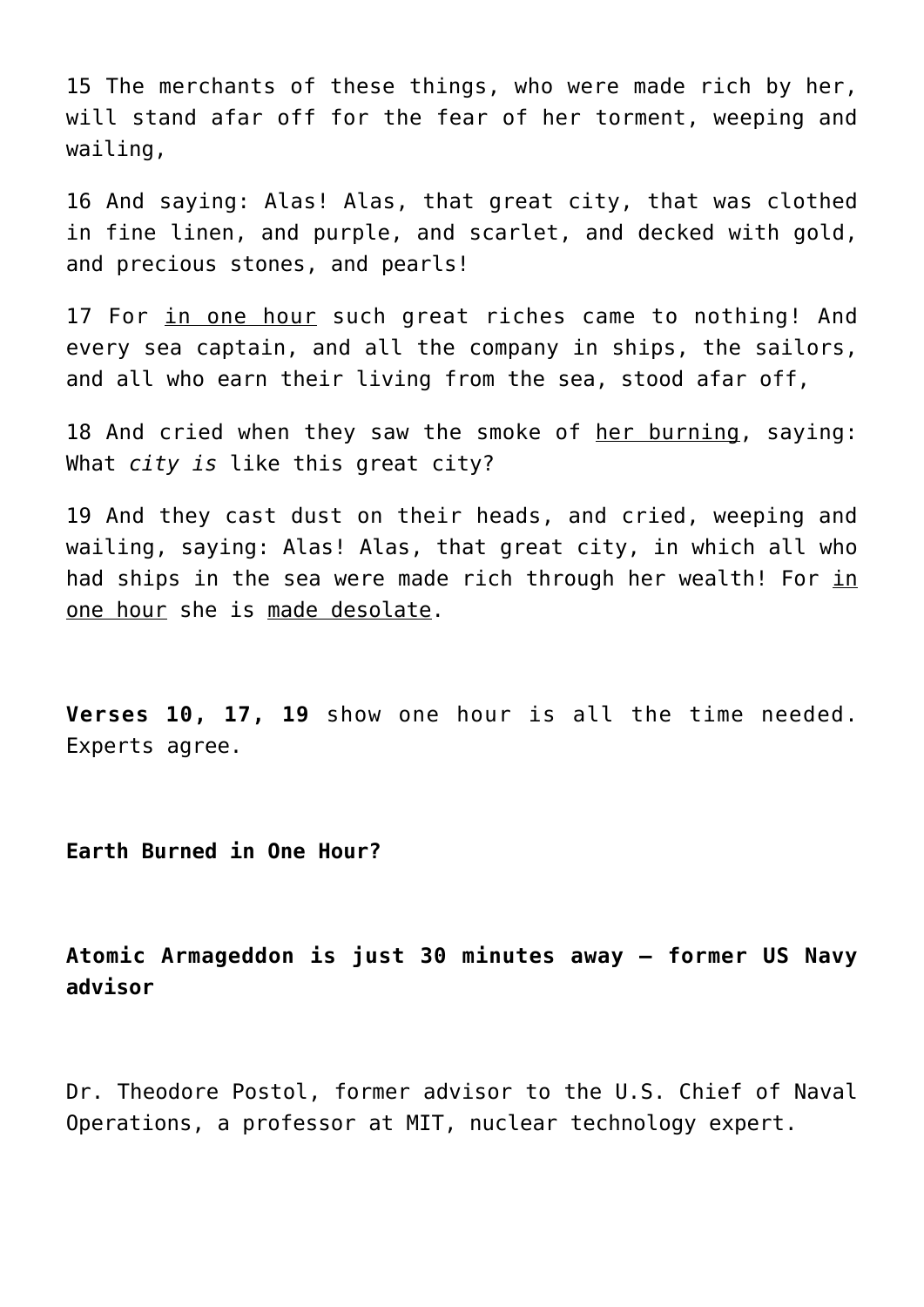15 The merchants of these things, who were made rich by her, will stand afar off for the fear of her torment, weeping and wailing,

16 And saying: Alas! Alas, that great city, that was clothed in fine linen, and purple, and scarlet, and decked with gold, and precious stones, and pearls!

17 For <u>in one hour</u> such great riches came to nothing! And every sea captain, and all the company in ships, the sailors, and all who earn their living from the sea, stood afar off,

18 And cried when they saw the smoke of <u>her burning</u>, saying: What *city is* like this great city?

19 And they cast dust on their heads, and cried, weeping and wailing, saying: Alas! Alas, that great city, in which all who had ships in the sea were made rich through her wealth! For <u>in one hour</u> she is <u>made desolate</u>.

**Verses 10, 17, 19** show one hour is all the time needed. Experts agree.

**Earth Burned in One Hour?**

**Atomic Armageddon is just 30 minutes away – former US Navy advisor**

Dr. Theodore Postol, former advisor to the U.S. Chief of Naval Operations, a professor at MIT, nuclear technology expert.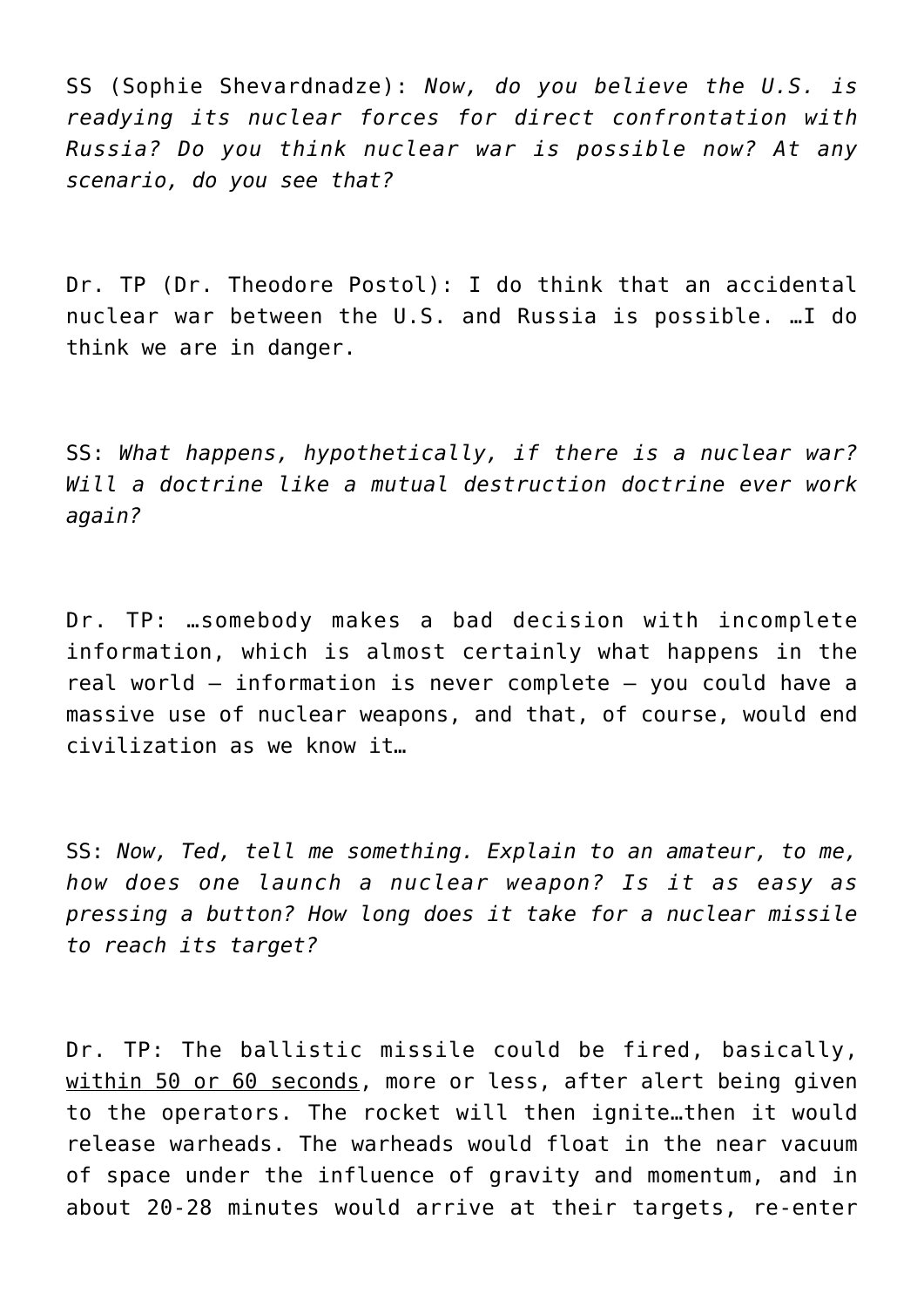SS (Sophie Shevardnadze): *Now, do you believe the U.S. is readying its nuclear forces for direct confrontation with Russia? Do you think nuclear war is possible now? At any scenario, do you see that?*

Dr. TP (Dr. Theodore Postol): I do think that an accidental nuclear war between the U.S. and Russia is possible. …I do think we are in danger.

SS: *What happens, hypothetically, if there is a nuclear war? Will a doctrine like a mutual destruction doctrine ever work again?*

Dr. TP: …somebody makes a bad decision with incomplete information, which is almost certainly what happens in the real world – information is never complete – you could have a massive use of nuclear weapons, and that, of course, would end civilization as we know it…

SS: *Now, Ted, tell me something. Explain to an amateur, to me, how does one launch a nuclear weapon? Is it as easy as pressing a button? How long does it take for a nuclear missile to reach its target?*

Dr. TP: The ballistic missile could be fired, basically, within 50 or 60 seconds, more or less, after alert being given to the operators. The rocket will then ignite…then it would release warheads. The warheads would float in the near vacuum of space under the influence of gravity and momentum, and in about 20-28 minutes would arrive at their targets, re-enter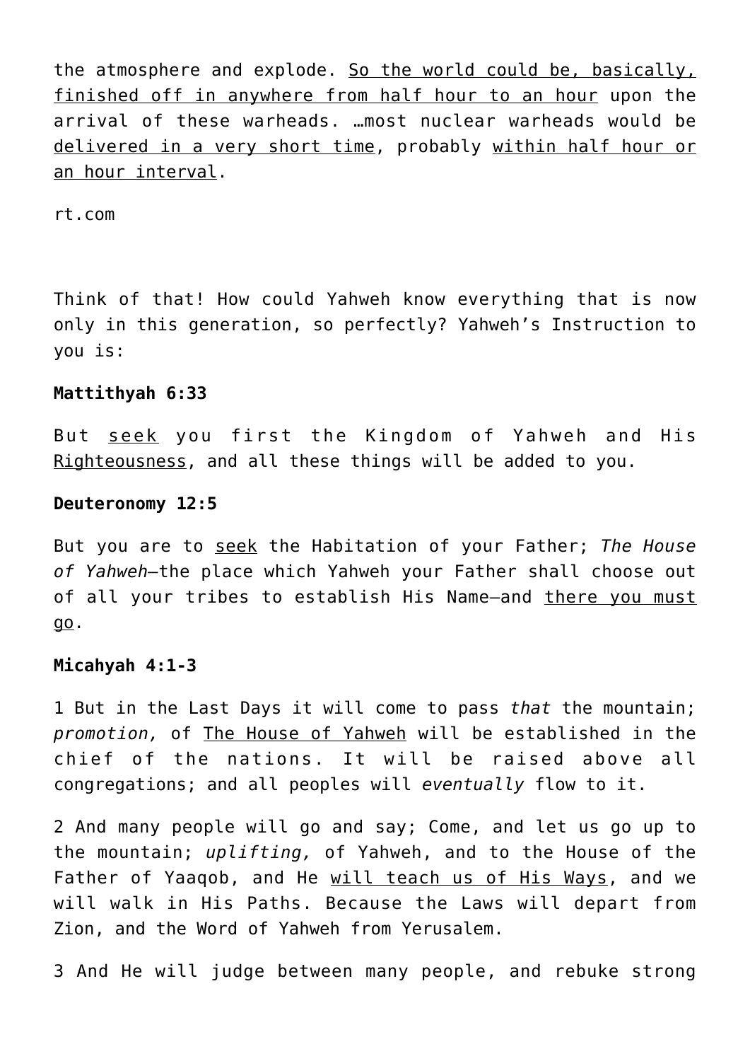the atmosphere and explode. <u>So the world could be, basically, finished off in anywhere from half hour to an hour</u> upon the arrival of these warheads. …most nuclear warheads would be <u>delivered in a very short time</u>, probably <u>within half hour or an hour interval</u>.

rt.com

Think of that! How could Yahweh know everything that is now only in this generation, so perfectly? Yahweh's Instruction to you is:

**Mattithyah 6:33**

But <u>seek</u> you first the Kingdom of Yahweh and His <u>Righteousness</u>, and all these things will be added to you.

**Deuteronomy 12:5**

But you are to <u>seek</u> the Habitation of your Father; *The House of Yahweh*—the place which Yahweh your Father shall choose out of all your tribes to establish His Name—and <u>there you must go</u>.

**Micahyah 4:1-3**

1 But in the Last Days it will come to pass *that* the mountain; *promotion,* of <u>The House of Yahweh</u> will be established in the chief of the nations. It will be raised above all congregations; and all peoples will *eventually* flow to it.

2 And many people will go and say; Come, and let us go up to the mountain; *uplifting,* of Yahweh, and to the House of the Father of Yaaqob, and He <u>will teach us of His Ways</u>, and we will walk in His Paths. Because the Laws will depart from Zion, and the Word of Yahweh from Yerusalem.

3 And He will judge between many people, and rebuke strong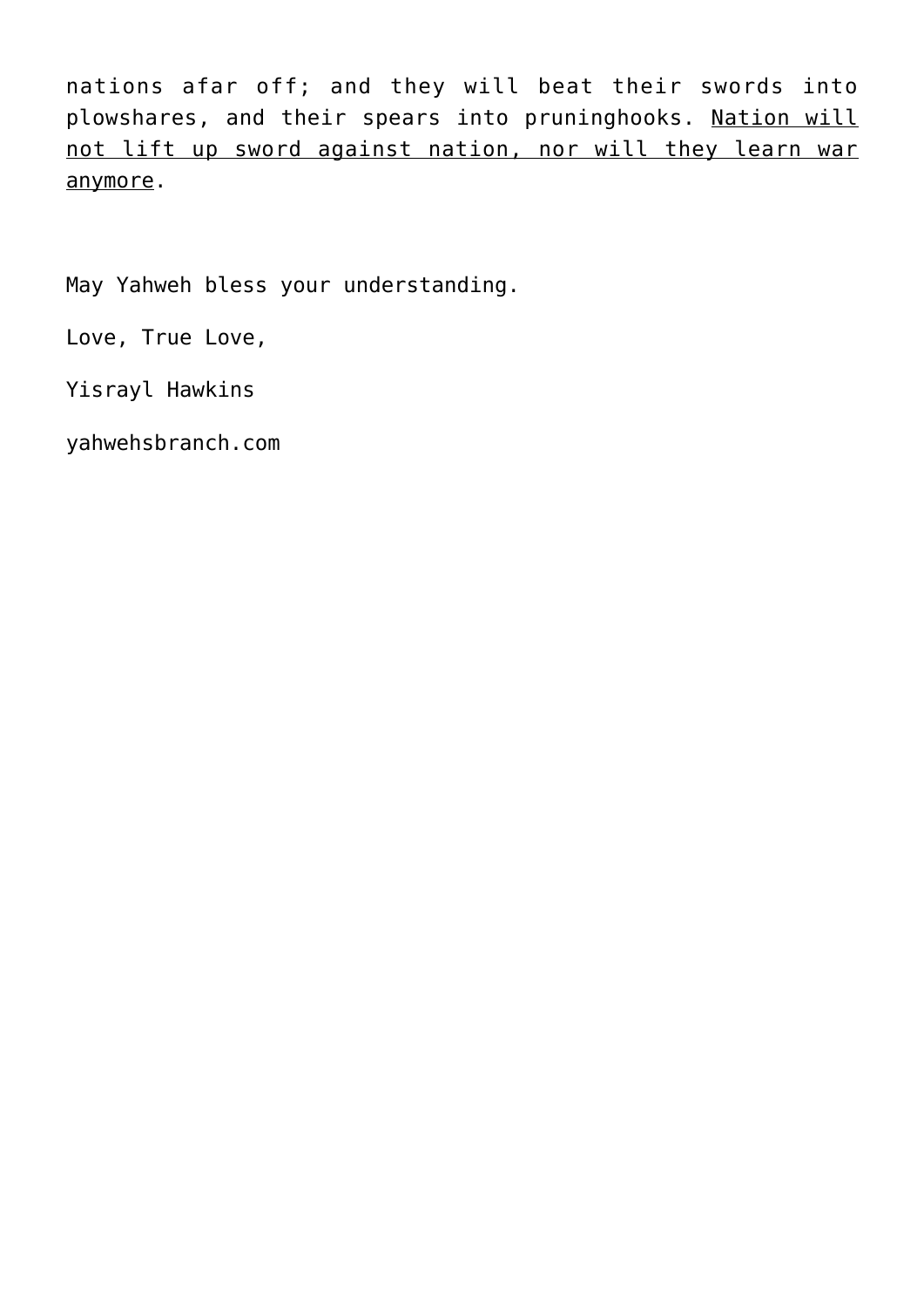nations afar off; and they will beat their swords into plowshares, and their spears into pruninghooks. <u>Nation will not lift up sword against nation, nor will they learn war anymore</u>.

May Yahweh bless your understanding.

Love, True Love,

Yisrayl Hawkins

yahwehsbranch.com